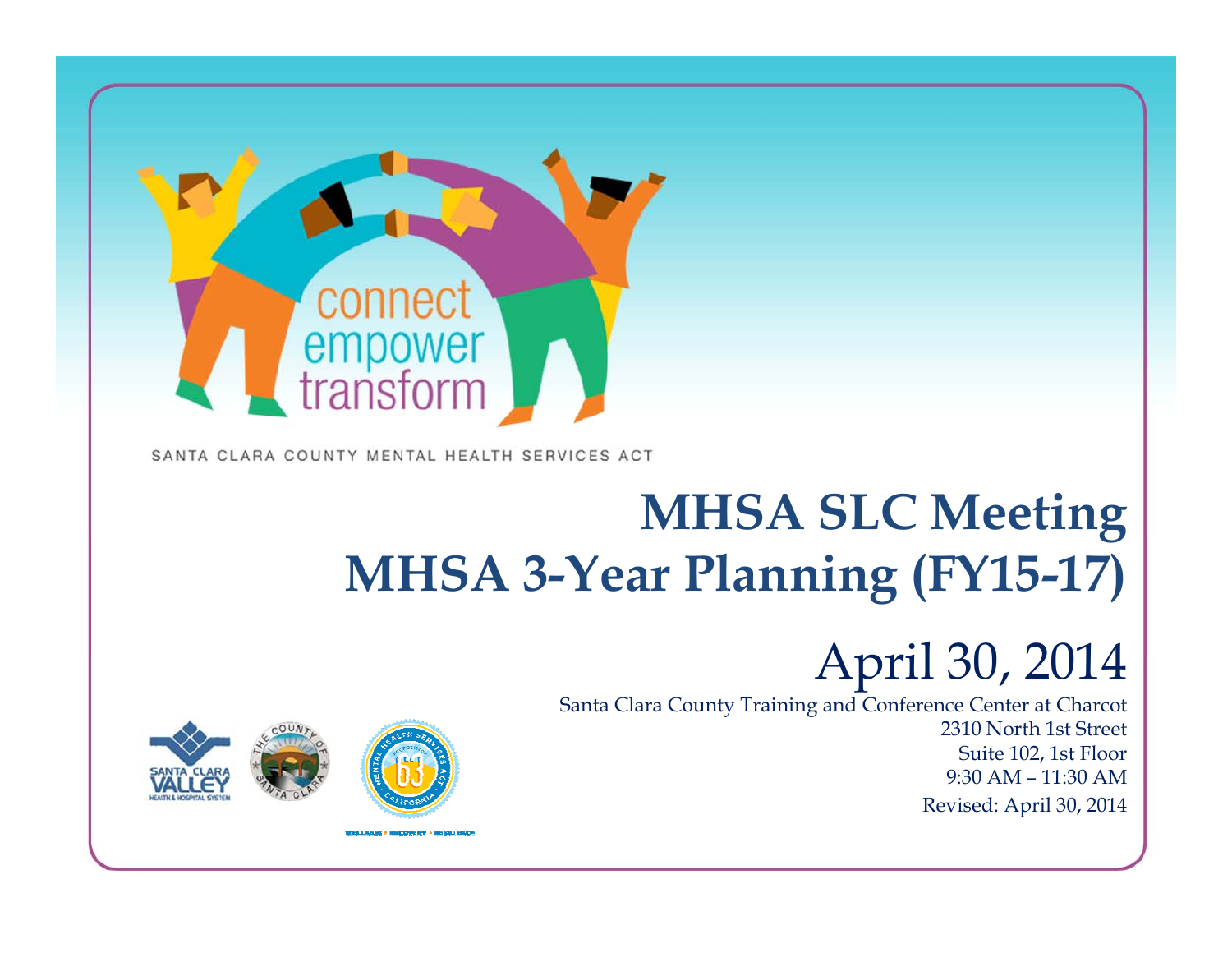connect
empower
transform

SANTA CLARA COUNTY MENTAL HEALTH SERVICES ACT

# MHSA SLC Meeting
# MHSA 3-Year Planning (FY15-17)

## April 30, 2014

Santa Clara County Training and Conference Center at Charcot
2310 North 1st Street
Suite 102, 1st Floor
9:30 AM – 11:30 AM
Revised: April 30, 2014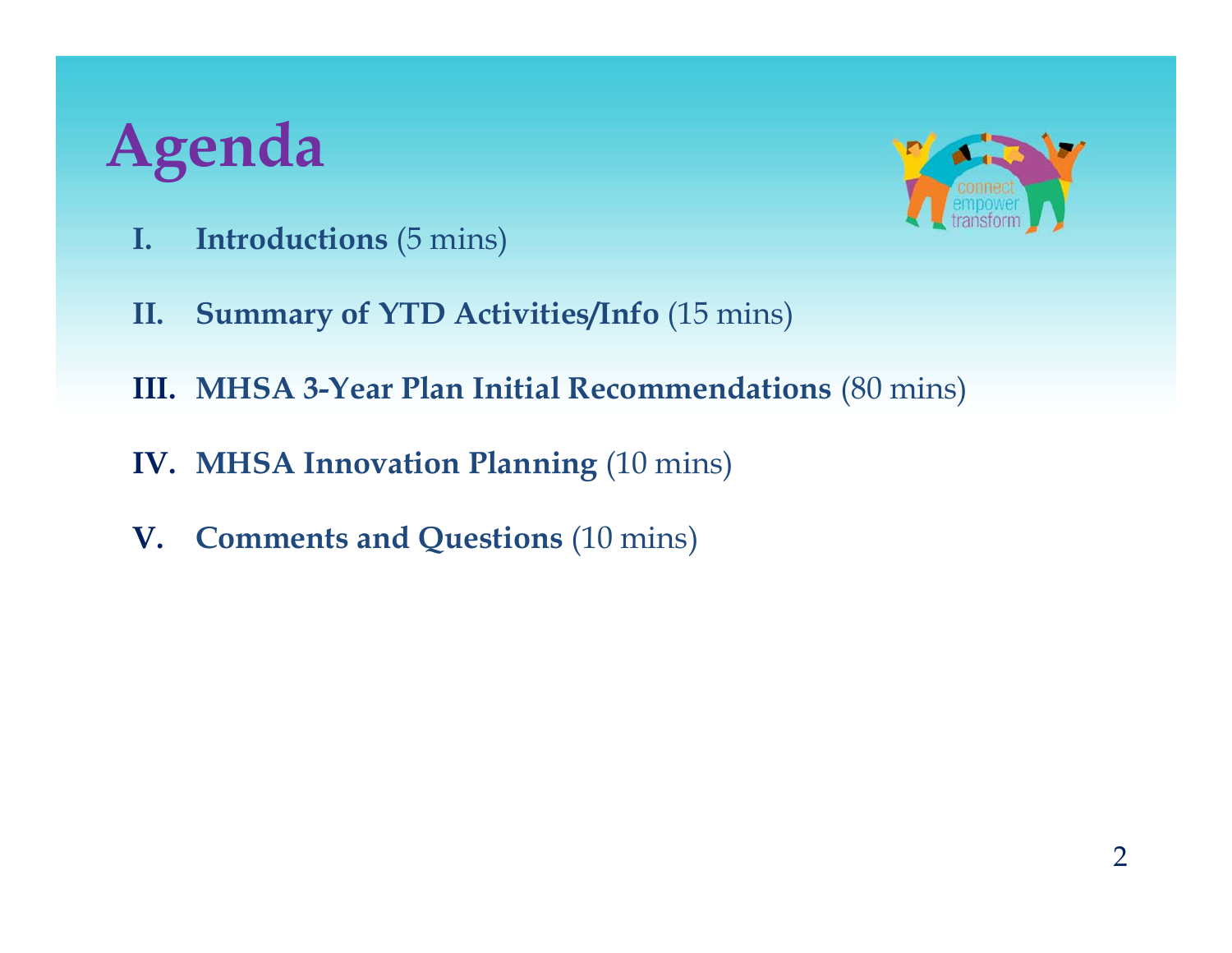# Agenda

I. **Introductions** (5 mins)

II. **Summary of YTD Activities/Info** (15 mins)

III. **MHSA 3-Year Plan Initial Recommendations** (80 mins)

IV. **MHSA Innovation Planning** (10 mins)

V. **Comments and Questions** (10 mins)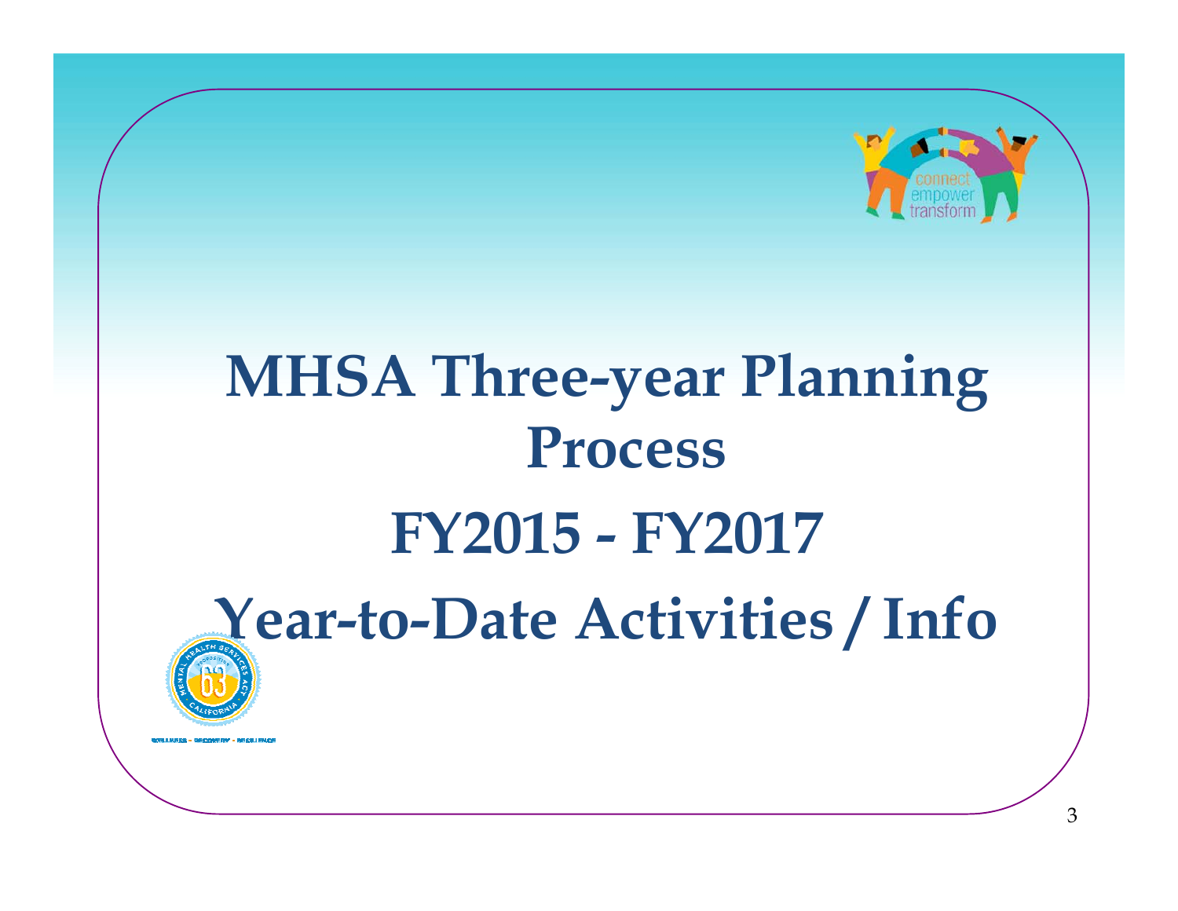# MHSA Three-year Planning Process

# FY2015 - FY2017

# Year-to-Date Activities / Info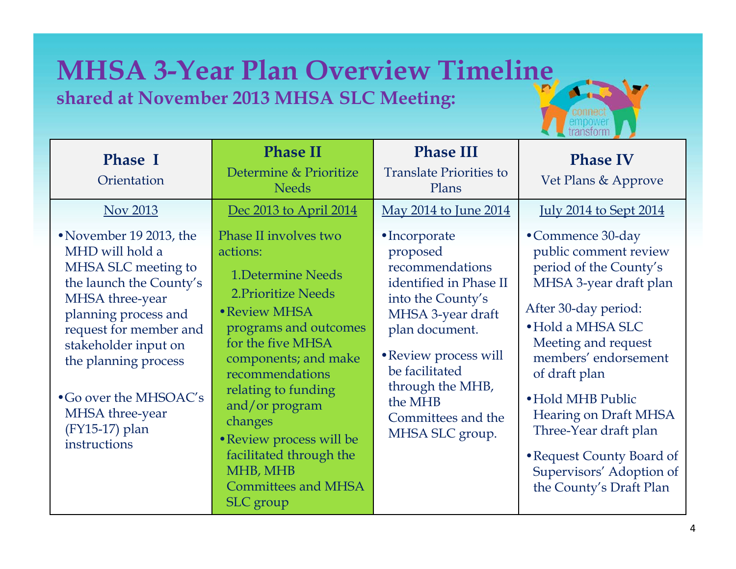# MHSA 3-Year Plan Overview Timeline

## shared at November 2013 MHSA SLC Meeting:

| **Phase I** Orientation | **Phase II** Determine & Prioritize Needs | **Phase III** Translate Priorities to Plans | **Phase IV** Vet Plans & Approve |
|---|---|---|---|
| Nov 2013 | Dec 2013 to April 2014 | May 2014 to June 2014 | July 2014 to Sept 2014 |
| • November 19 2013, the MHD will hold a MHSA SLC meeting to the launch the County's MHSA three-year planning process and request for member and stakeholder input on the planning process<br><br>• Go over the MHSOAC's MHSA three-year (FY15-17) plan instructions | Phase II involves two actions:<br>1. Determine Needs<br>2. Prioritize Needs<br>• Review MHSA programs and outcomes for the five MHSA components; and make recommendations relating to funding and/or program changes<br>• Review process will be facilitated through the MHB, MHB Committees and MHSA SLC group | • Incorporate proposed recommendations identified in Phase II into the County's MHSA 3-year draft plan document.<br><br>• Review process will be facilitated through the MHB, the MHB Committees and the MHSA SLC group. | • Commence 30-day public comment review period of the County's MHSA 3-year draft plan<br><br>After 30-day period:<br>• Hold a MHSA SLC Meeting and request members' endorsement of draft plan<br>• Hold MHB Public Hearing on Draft MHSA Three-Year draft plan<br>• Request County Board of Supervisors' Adoption of the County's Draft Plan |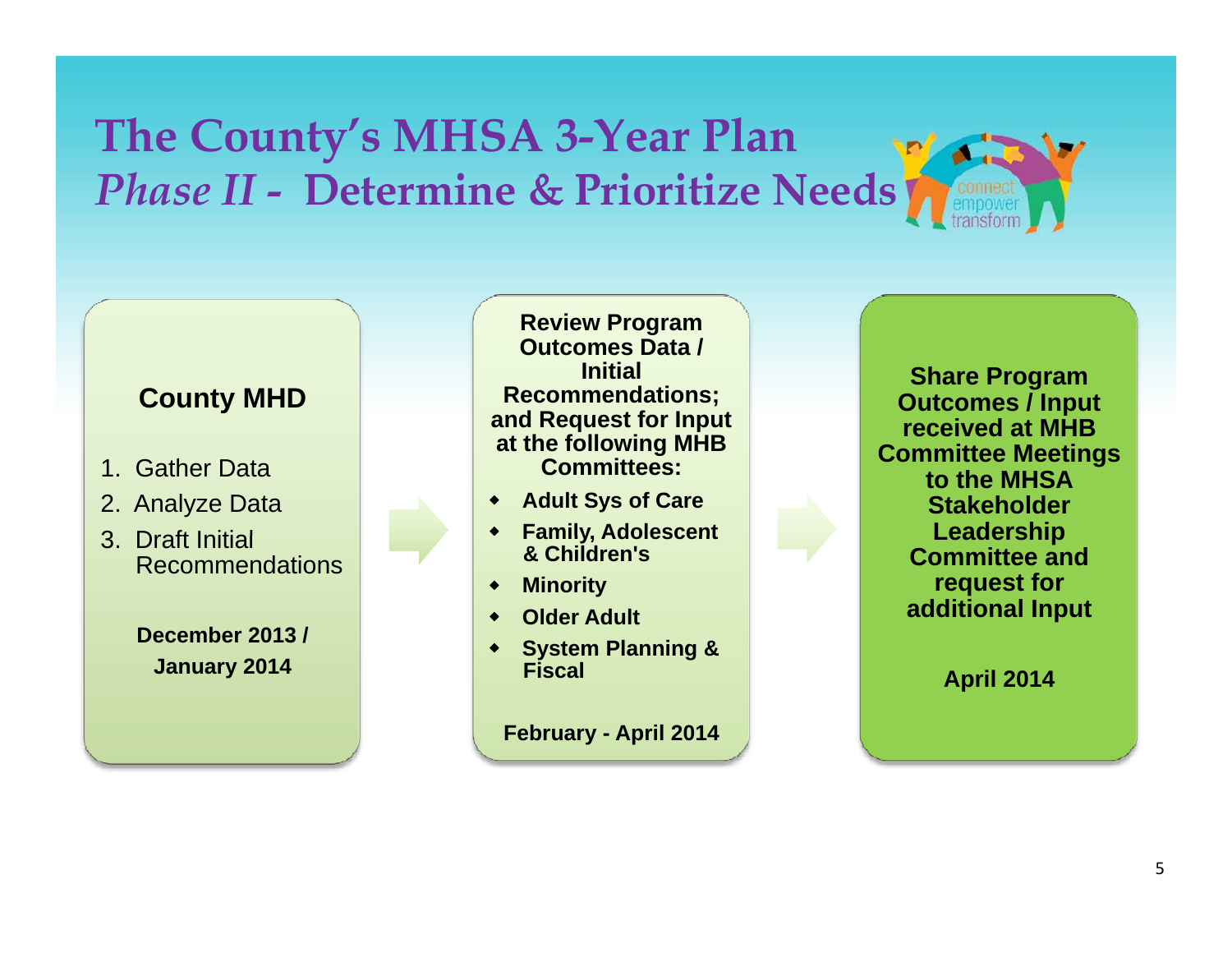# The County's MHSA 3-Year Plan

## *Phase II -* Determine & Prioritize Needs

### County MHD

1. Gather Data
2. Analyze Data
3. Draft Initial Recommendations

**December 2013 / January 2014**

---

**Review Program Outcomes Data / Initial Recommendations; and Request for Input at the following MHB Committees:**

- **Adult Sys of Care**
- **Family, Adolescent & Children's**
- **Minority**
- **Older Adult**
- **System Planning & Fiscal**

**February - April 2014**

---

**Share Program Outcomes / Input received at MHB Committee Meetings to the MHSA Stakeholder Leadership Committee and request for additional Input**

**April 2014**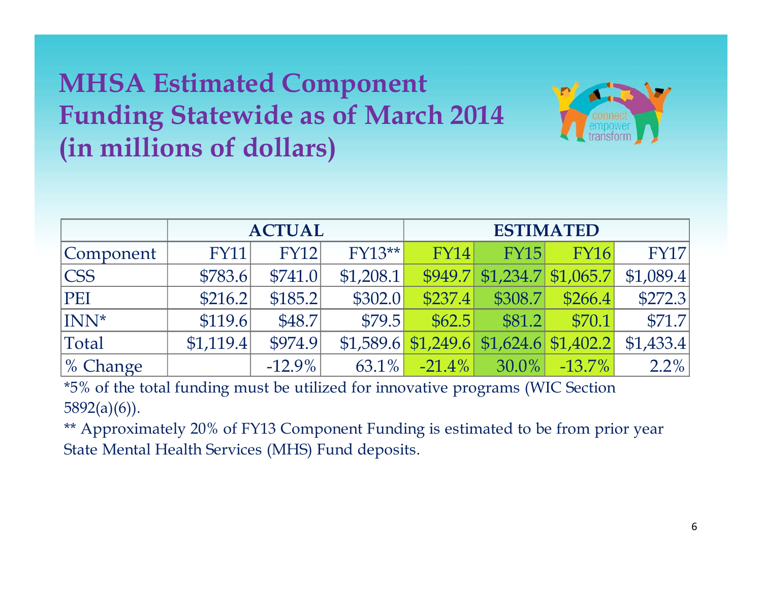# MHSA Estimated Component Funding Statewide as of March 2014 (in millions of dollars)

| | ACTUAL | | | ESTIMATED | | | |
|---|---|---|---|---|---|---|---|
| Component | FY11 | FY12 | FY13** | FY14 | FY15 | FY16 | FY17 |
| CSS | $783.6 | $741.0 | $1,208.1 | $949.7 | $1,234.7 | $1,065.7 | $1,089.4 |
| PEI | $216.2 | $185.2 | $302.0 | $237.4 | $308.7 | $266.4 | $272.3 |
| INN* | $119.6 | $48.7 | $79.5 | $62.5 | $81.2 | $70.1 | $71.7 |
| Total | $1,119.4 | $974.9 | $1,589.6 | $1,249.6 | $1,624.6 | $1,402.2 | $1,433.4 |
| % Change | | -12.9% | 63.1% | -21.4% | 30.0% | -13.7% | 2.2% |

*5% of the total funding must be utilized for innovative programs (WIC Section 5892(a)(6)).

** Approximately 20% of FY13 Component Funding is estimated to be from prior year State Mental Health Services (MHS) Fund deposits.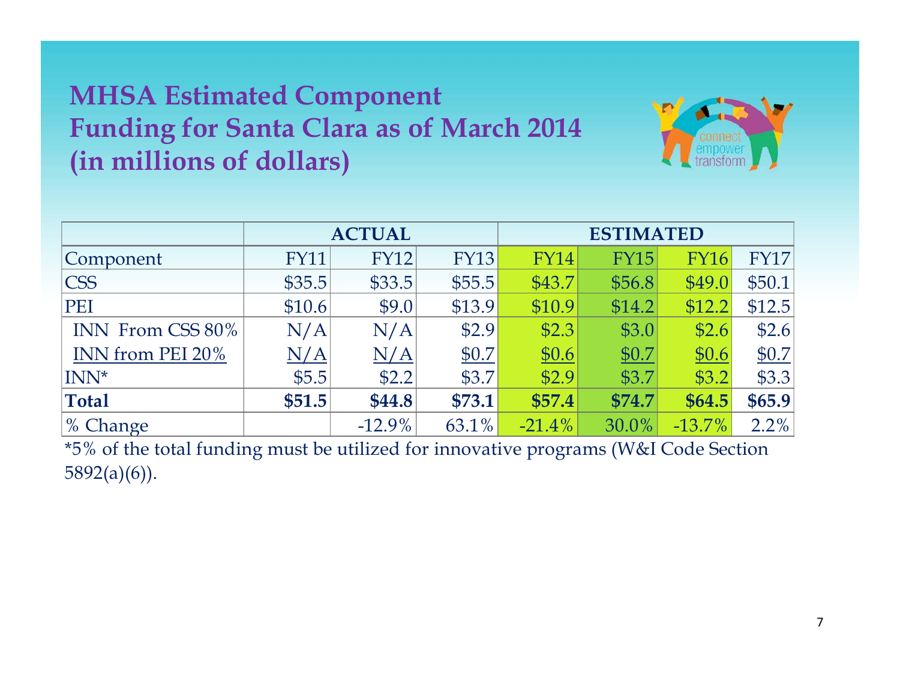# MHSA Estimated Component Funding for Santa Clara as of March 2014 (in millions of dollars)

| | ACTUAL | | | ESTIMATED | | | |
|---|---|---|---|---|---|---|---|
| Component | FY11 | FY12 | FY13 | FY14 | FY15 | FY16 | FY17 |
| CSS | $35.5 | $33.5 | $55.5 | $43.7 | $56.8 | $49.0 | $50.1 |
| PEI | $10.6 | $9.0 | $13.9 | $10.9 | $14.2 | $12.2 | $12.5 |
| INN From CSS 80% | N/A | N/A | $2.9 | $2.3 | $3.0 | $2.6 | $2.6 |
| INN from PEI 20% | N/A | N/A | $0.7 | $0.6 | $0.7 | $0.6 | $0.7 |
| INN* | $5.5 | $2.2 | $3.7 | $2.9 | $3.7 | $3.2 | $3.3 |
| **Total** | **$51.5** | **$44.8** | **$73.1** | **$57.4** | **$74.7** | **$64.5** | **$65.9** |
| % Change | | -12.9% | 63.1% | -21.4% | 30.0% | -13.7% | 2.2% |

*5% of the total funding must be utilized for innovative programs (W&I Code Section 5892(a)(6)).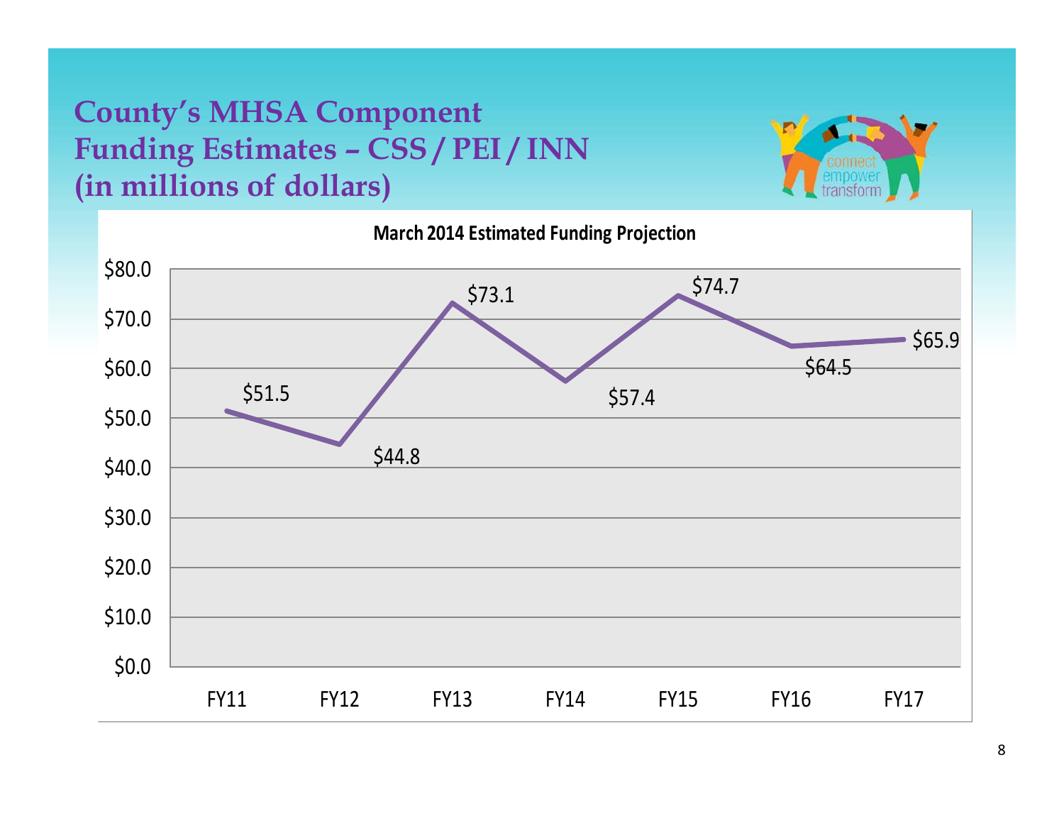# County's MHSA Component Funding Estimates – CSS / PEI / INN (in millions of dollars)

**March 2014 Estimated Funding Projection**

| Fiscal Year | Estimated Funding |
| --- | --- |
| FY11 | $51.5 |
| FY12 | $44.8 |
| FY13 | $73.1 |
| FY14 | $57.4 |
| FY15 | $74.7 |
| FY16 | $64.5 |
| FY17 | $65.9 |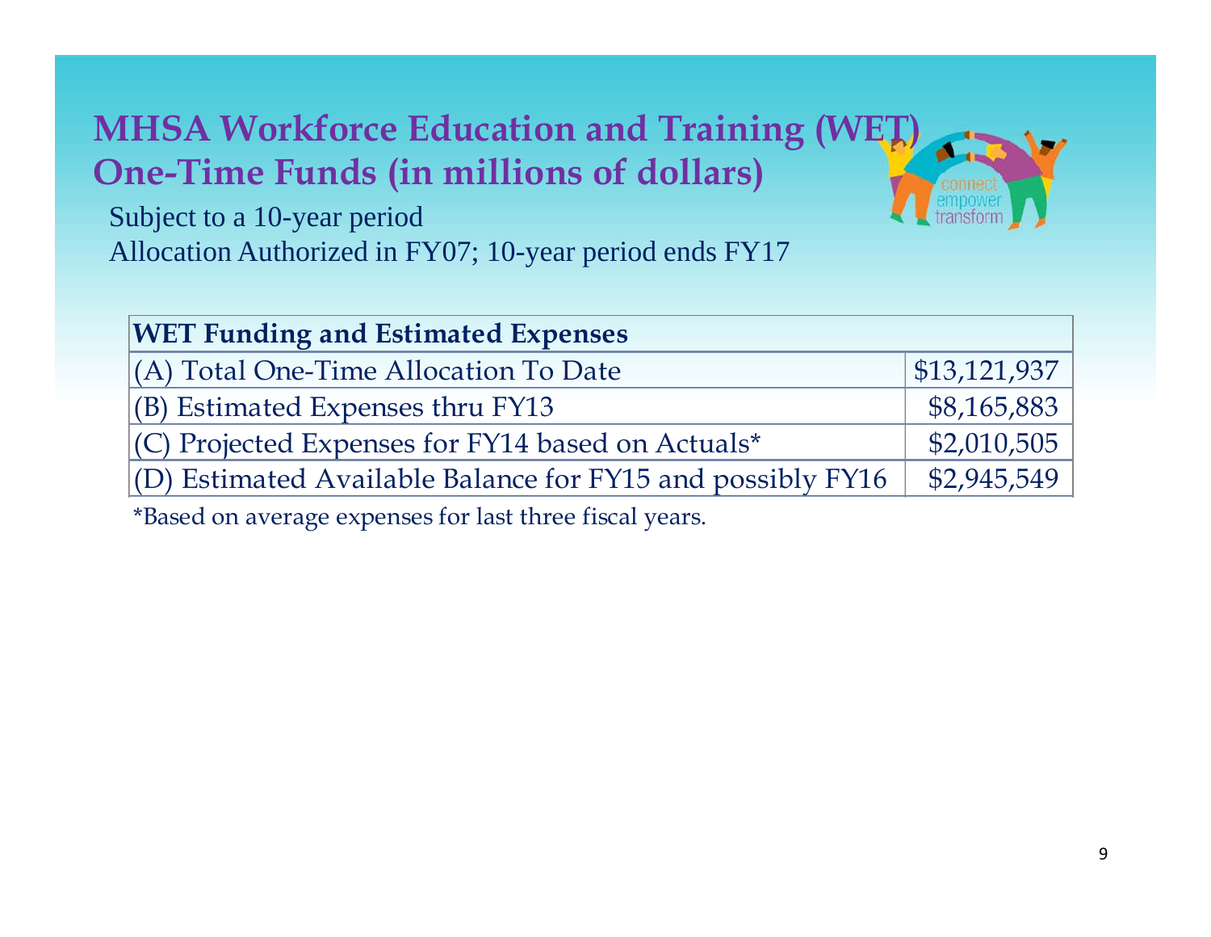# MHSA Workforce Education and Training (WET) One-Time Funds (in millions of dollars)

Subject to a 10-year period

Allocation Authorized in FY07; 10-year period ends FY17

| WET Funding and Estimated Expenses | |
|---|---|
| (A) Total One-Time Allocation To Date | $13,121,937 |
| (B) Estimated Expenses thru FY13 | $8,165,883 |
| (C) Projected Expenses for FY14 based on Actuals* | $2,010,505 |
| (D) Estimated Available Balance for FY15 and possibly FY16 | $2,945,549 |

*Based on average expenses for last three fiscal years.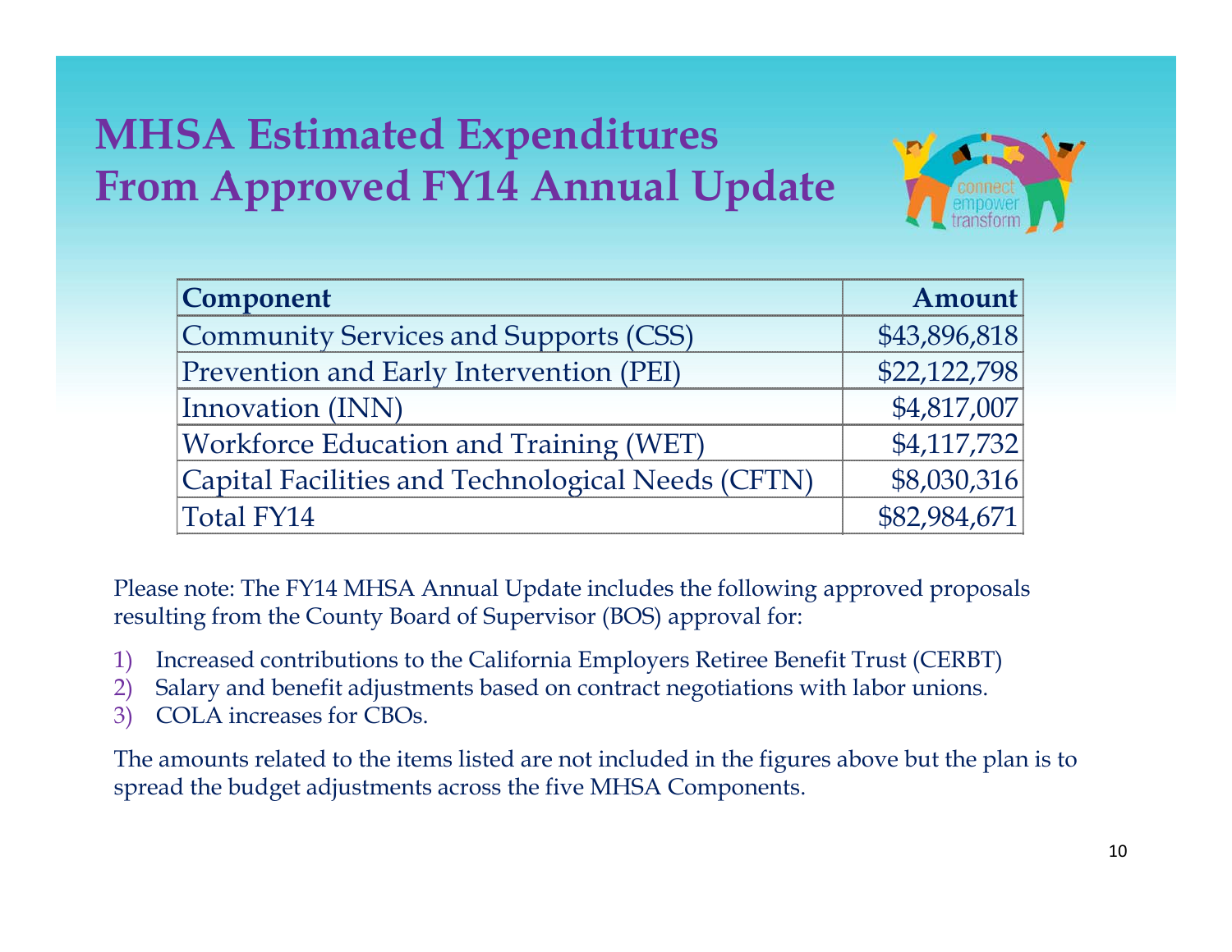# MHSA Estimated Expenditures From Approved FY14 Annual Update

| Component | Amount |
|---|---:|
| Community Services and Supports (CSS) | $43,896,818 |
| Prevention and Early Intervention (PEI) | $22,122,798 |
| Innovation (INN) | $4,817,007 |
| Workforce Education and Training (WET) | $4,117,732 |
| Capital Facilities and Technological Needs (CFTN) | $8,030,316 |
| Total FY14 | $82,984,671 |

Please note: The FY14 MHSA Annual Update includes the following approved proposals resulting from the County Board of Supervisor (BOS) approval for:

1) Increased contributions to the California Employers Retiree Benefit Trust (CERBT)
2) Salary and benefit adjustments based on contract negotiations with labor unions.
3) COLA increases for CBOs.

The amounts related to the items listed are not included in the figures above but the plan is to spread the budget adjustments across the five MHSA Components.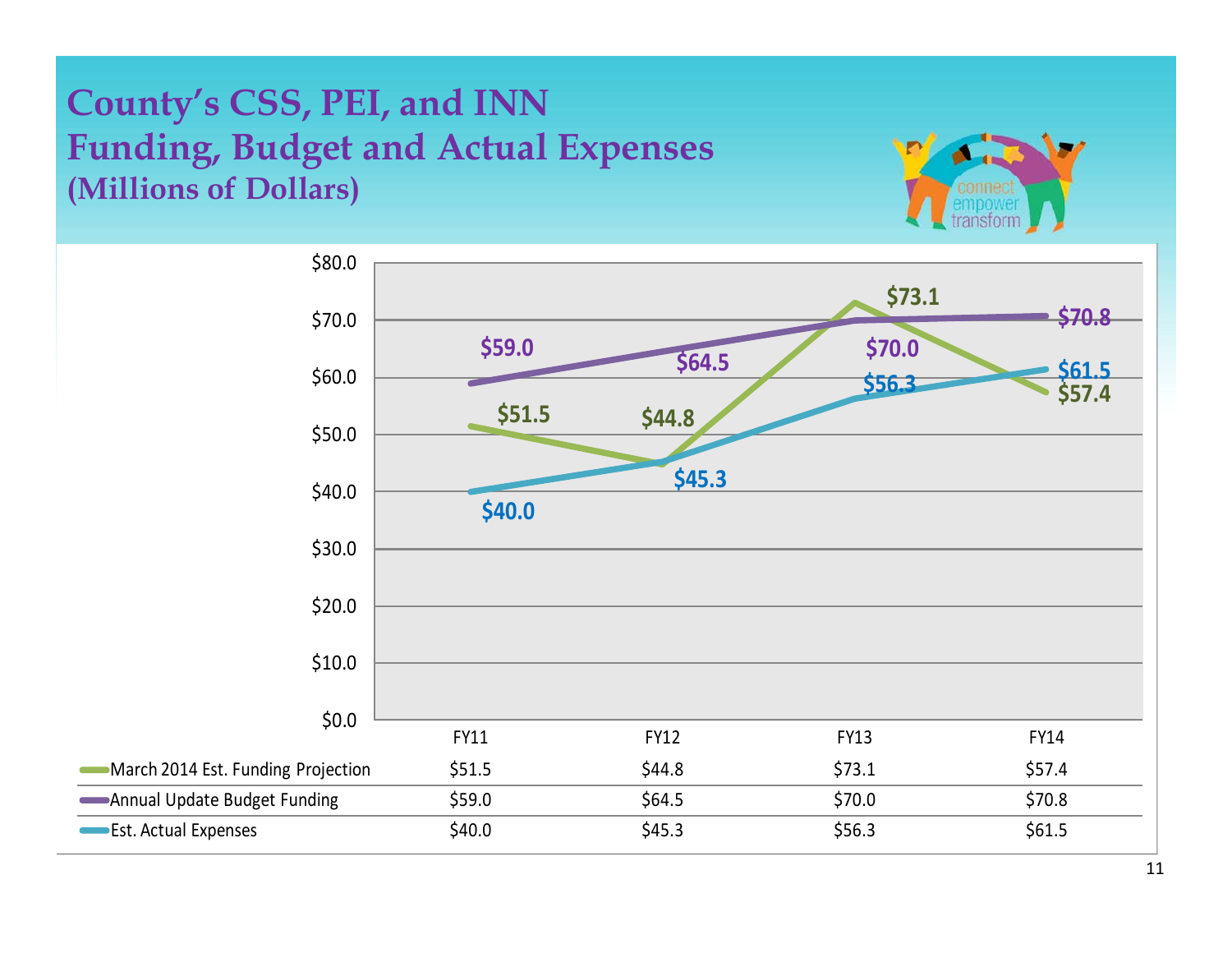# County's CSS, PEI, and INN Funding, Budget and Actual Expenses
## (Millions of Dollars)

| | FY11 | FY12 | FY13 | FY14 |
|---|---|---|---|---|
| March 2014 Est. Funding Projection | $51.5 | $44.8 | $73.1 | $57.4 |
| Annual Update Budget Funding | $59.0 | $64.5 | $70.0 | $70.8 |
| Est. Actual Expenses | $40.0 | $45.3 | $56.3 | $61.5 |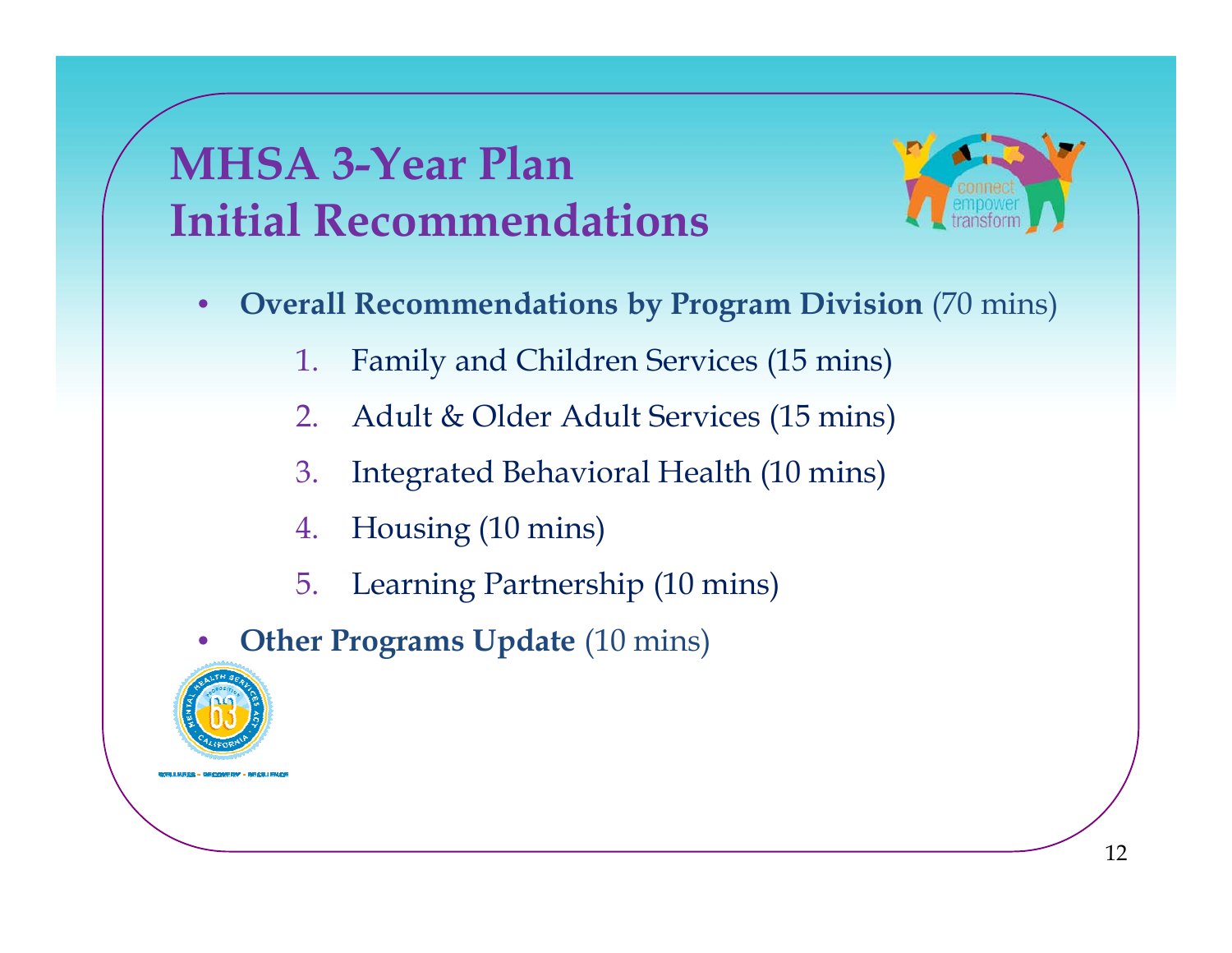# MHSA 3-Year Plan Initial Recommendations

- **Overall Recommendations by Program Division** (70 mins)
  1. Family and Children Services (15 mins)
  2. Adult & Older Adult Services (15 mins)
  3. Integrated Behavioral Health (10 mins)
  4. Housing (10 mins)
  5. Learning Partnership (10 mins)
- **Other Programs Update** (10 mins)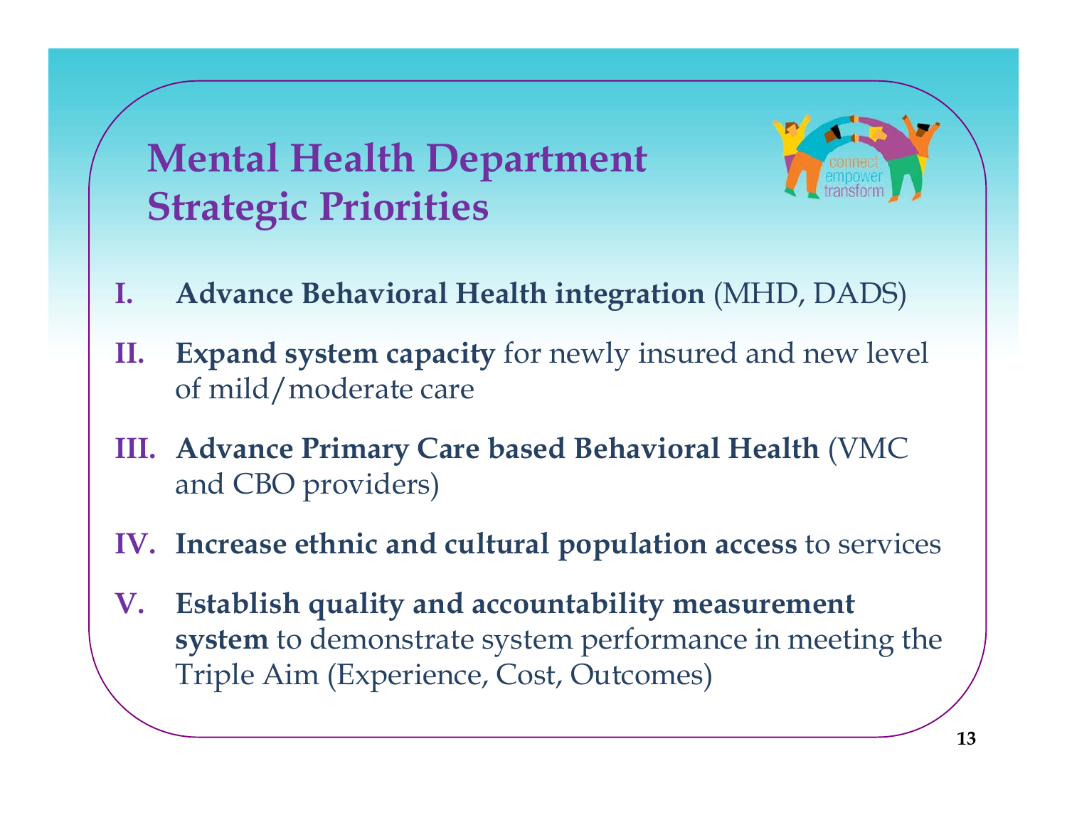# Mental Health Department Strategic Priorities

I. **Advance Behavioral Health integration** (MHD, DADS)

II. **Expand system capacity** for newly insured and new level of mild/moderate care

III. **Advance Primary Care based Behavioral Health** (VMC and CBO providers)

IV. **Increase ethnic and cultural population access** to services

V. **Establish quality and accountability measurement system** to demonstrate system performance in meeting the Triple Aim (Experience, Cost, Outcomes)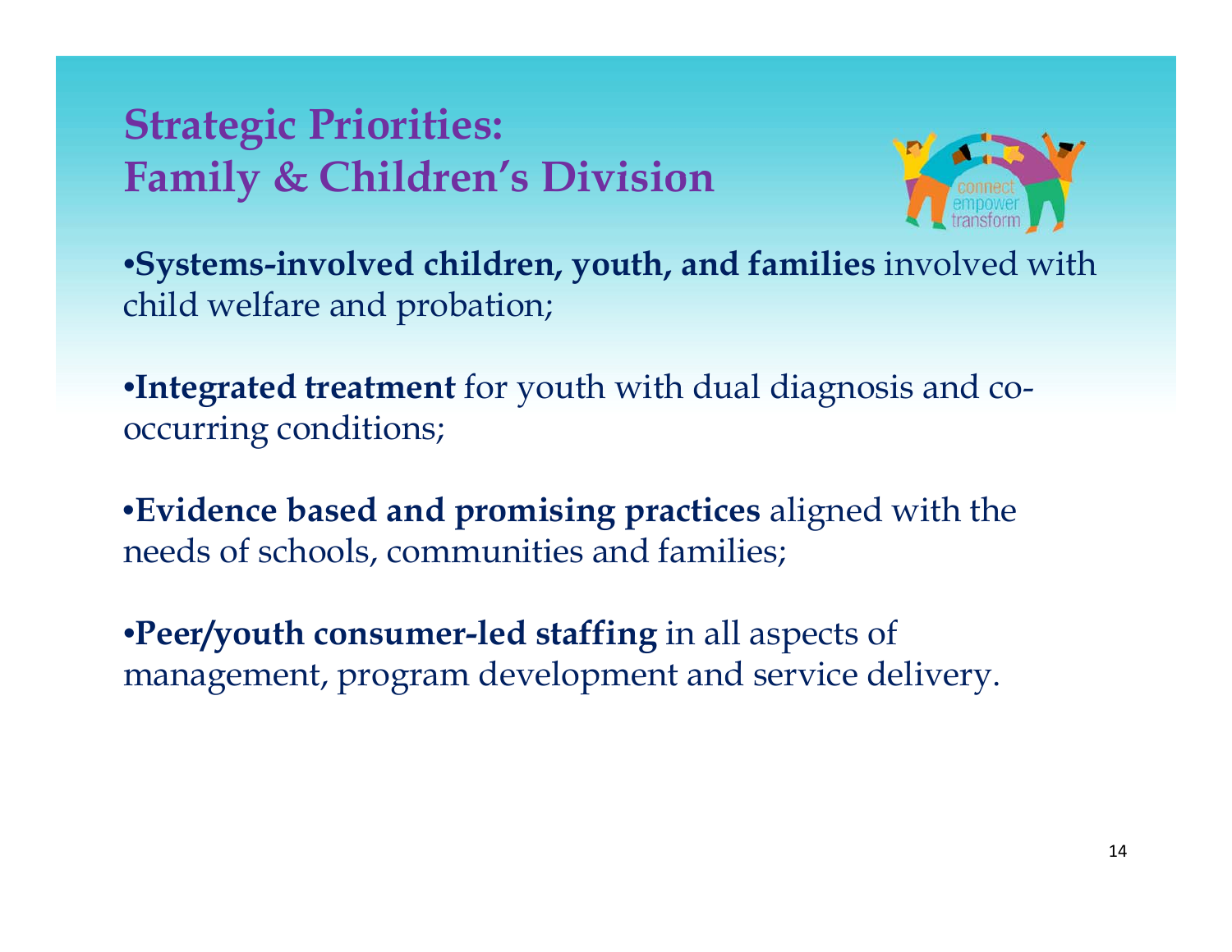# Strategic Priorities: Family & Children's Division

- **Systems-involved children, youth, and families** involved with child welfare and probation;

- **Integrated treatment** for youth with dual diagnosis and co-occurring conditions;

- **Evidence based and promising practices** aligned with the needs of schools, communities and families;

- **Peer/youth consumer-led staffing** in all aspects of management, program development and service delivery.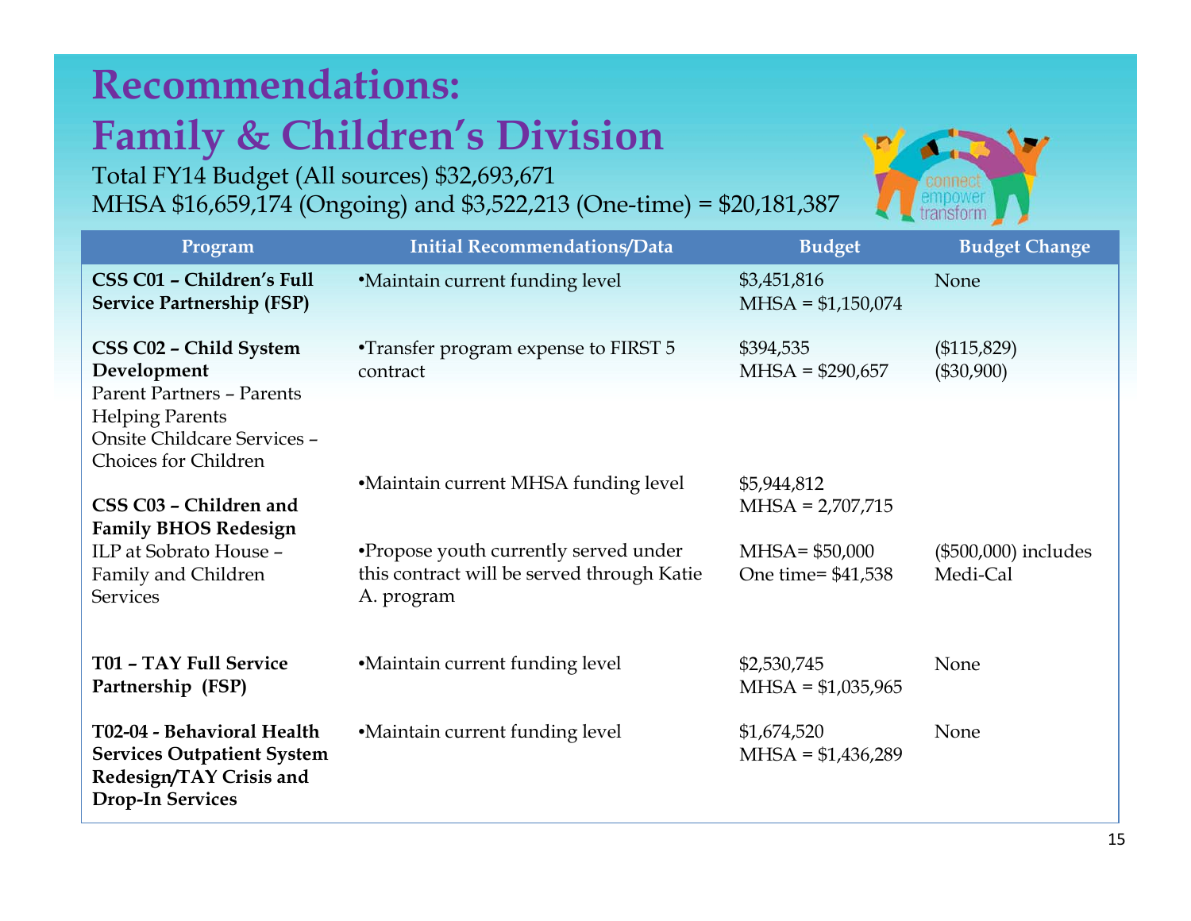# Recommendations: Family & Children's Division

Total FY14 Budget (All sources) $32,693,671
MHSA $16,659,174 (Ongoing) and $3,522,213 (One-time) = $20,181,387

| Program | Initial Recommendations/Data | Budget | Budget Change |
|---|---|---|---|
| **CSS C01 – Children's Full Service Partnership (FSP)** | •Maintain current funding level | $3,451,816<br>MHSA = $1,150,074 | None |
| **CSS C02 – Child System Development**<br>Parent Partners – Parents Helping Parents<br>Onsite Childcare Services – Choices for Children | •Transfer program expense to FIRST 5 contract | $394,535<br>MHSA = $290,657 | ($115,829)<br>($30,900) |
| **CSS C03 – Children and Family BHOS Redesign** | •Maintain current MHSA funding level | $5,944,812<br>MHSA = 2,707,715 | |
| ILP at Sobrato House – Family and Children Services | •Propose youth currently served under this contract will be served through Katie A. program | MHSA= $50,000<br>One time= $41,538 | ($500,000) includes Medi-Cal |
| **T01 – TAY Full Service Partnership (FSP)** | •Maintain current funding level | $2,530,745<br>MHSA = $1,035,965 | None |
| **T02-04 - Behavioral Health Services Outpatient System Redesign/TAY Crisis and Drop-In Services** | •Maintain current funding level | $1,674,520<br>MHSA = $1,436,289 | None |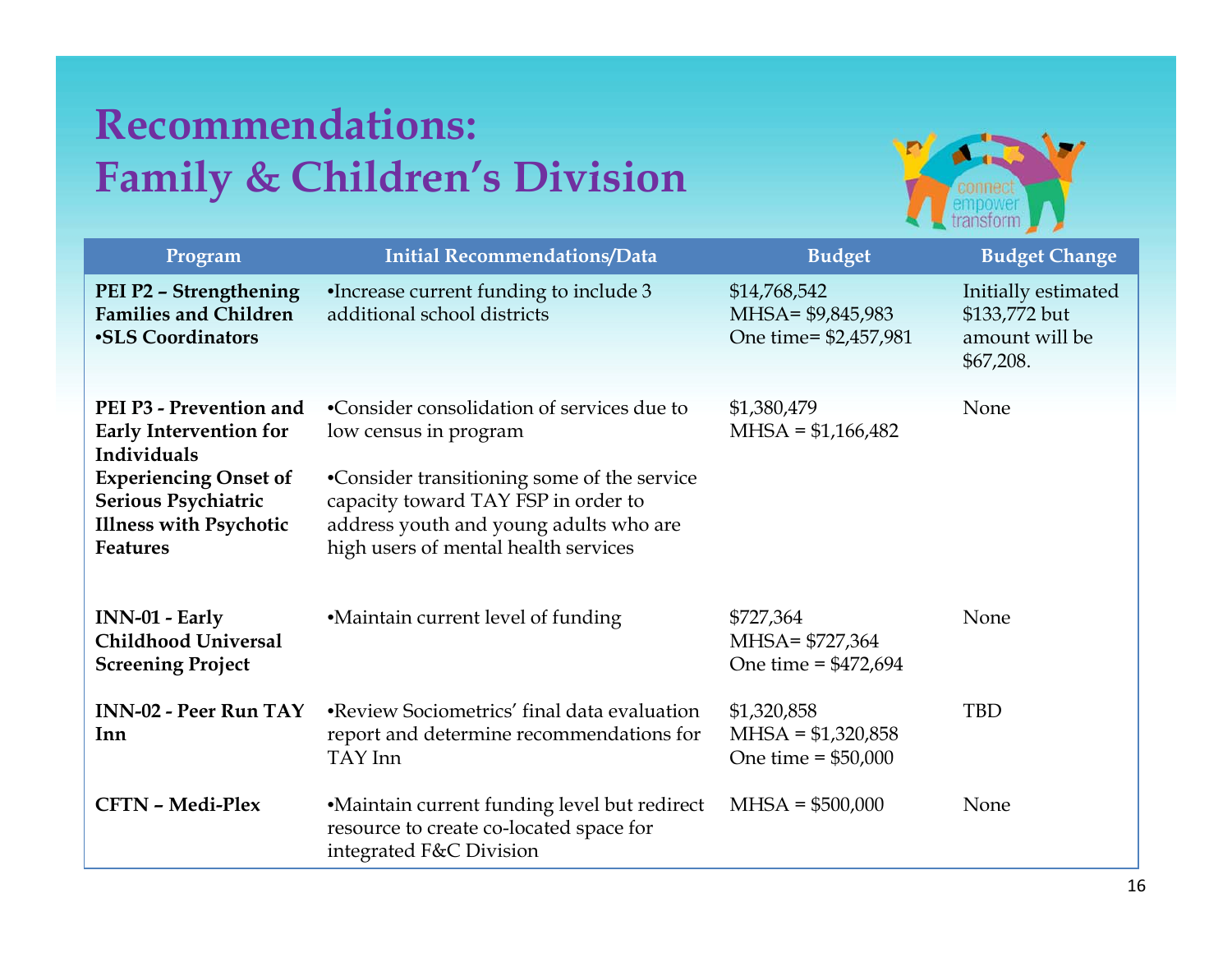# Recommendations: Family & Children's Division

| Program | Initial Recommendations/Data | Budget | Budget Change |
|---|---|---|---|
| **PEI P2 – Strengthening Families and Children •SLS Coordinators** | •Increase current funding to include 3 additional school districts | $14,768,542 MHSA= $9,845,983 One time= $2,457,981 | Initially estimated $133,772 but amount will be $67,208. |
| **PEI P3 - Prevention and Early Intervention for Individuals Experiencing Onset of Serious Psychiatric Illness with Psychotic Features** | •Consider consolidation of services due to low census in program<br>•Consider transitioning some of the service capacity toward TAY FSP in order to address youth and young adults who are high users of mental health services | $1,380,479 MHSA = $1,166,482 | None |
| **INN-01 - Early Childhood Universal Screening Project** | •Maintain current level of funding | $727,364 MHSA= $727,364 One time = $472,694 | None |
| **INN-02 - Peer Run TAY Inn** | •Review Sociometrics' final data evaluation report and determine recommendations for TAY Inn | $1,320,858 MHSA = $1,320,858 One time = $50,000 | TBD |
| **CFTN – Medi-Plex** | •Maintain current funding level but redirect resource to create co-located space for integrated F&C Division | MHSA = $500,000 | None |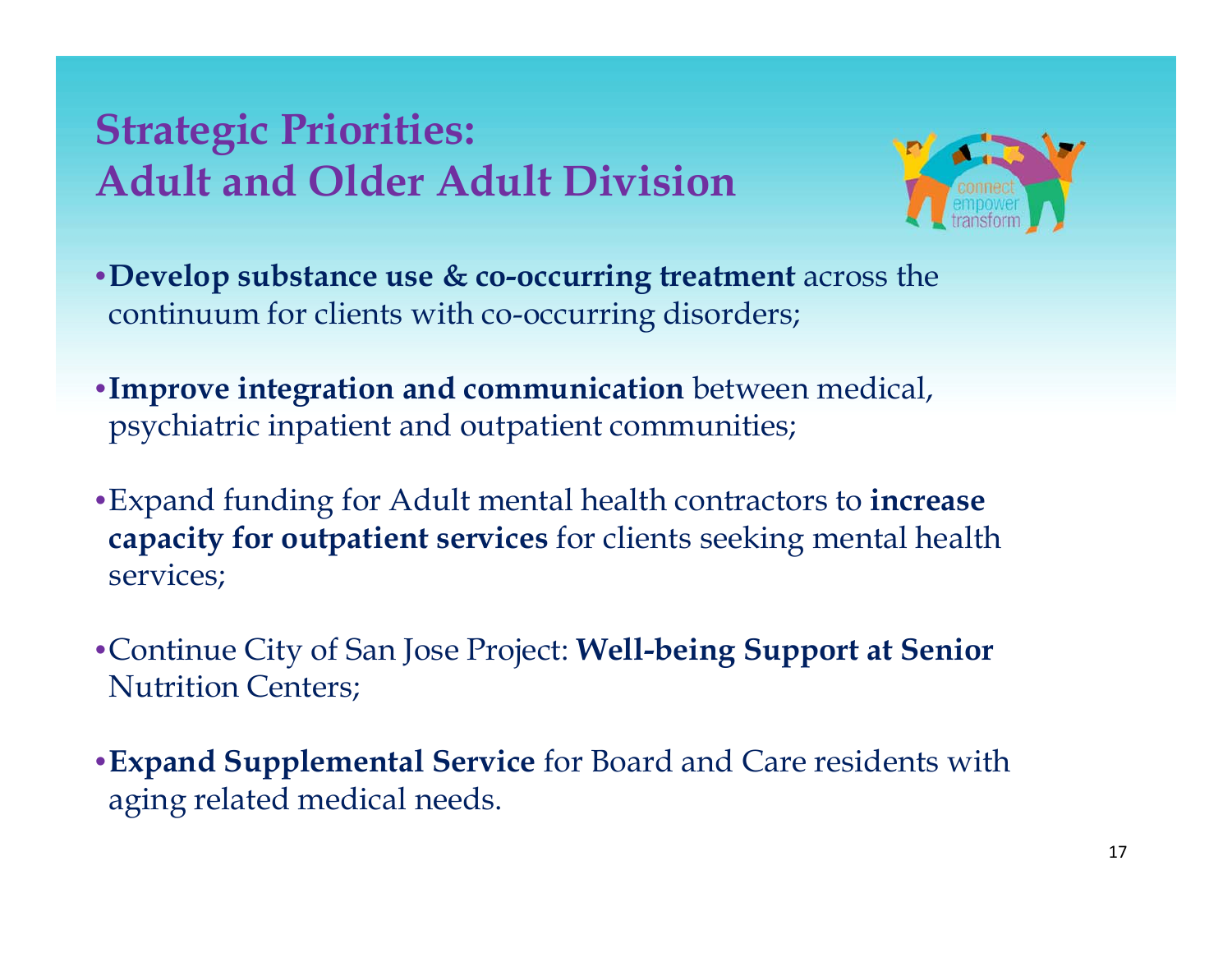# Strategic Priorities: Adult and Older Adult Division

- **Develop substance use & co-occurring treatment** across the continuum for clients with co-occurring disorders;
- **Improve integration and communication** between medical, psychiatric inpatient and outpatient communities;
- Expand funding for Adult mental health contractors to **increase capacity for outpatient services** for clients seeking mental health services;
- Continue City of San Jose Project: **Well-being Support at Senior** Nutrition Centers;
- **Expand Supplemental Service** for Board and Care residents with aging related medical needs.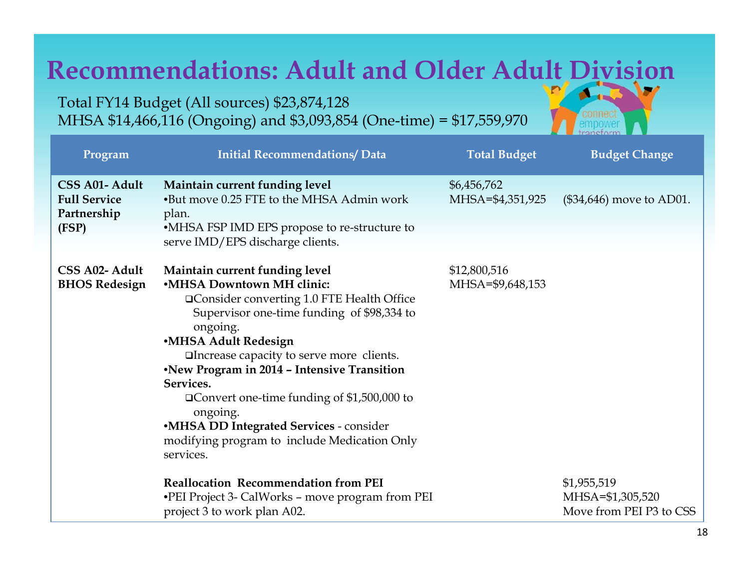# Recommendations: Adult and Older Adult Division

Total FY14 Budget (All sources) $23,874,128
MHSA $14,466,116 (Ongoing) and $3,093,854 (One-time) = $17,559,970

| Program | Initial Recommendations/ Data | Total Budget | Budget Change |
|---|---|---|---|
| **CSS A01- Adult Full Service Partnership (FSP)** | **Maintain current funding level**<br>•But move 0.25 FTE to the MHSA Admin work plan.<br>•MHSA FSP IMD EPS propose to re-structure to serve IMD/EPS discharge clients. | $6,456,762<br>MHSA=$4,351,925 | ($34,646) move to AD01. |
| **CSS A02- Adult BHOS Redesign** | **Maintain current funding level**<br>•**MHSA Downtown MH clinic:**<br>❑Consider converting 1.0 FTE Health Office Supervisor one-time funding of $98,334 to ongoing.<br>•**MHSA Adult Redesign**<br>❑Increase capacity to serve more clients.<br>•**New Program in 2014 – Intensive Transition Services.**<br>❑Convert one-time funding of $1,500,000 to ongoing.<br>•**MHSA DD Integrated Services** - consider modifying program to include Medication Only services. | $12,800,516<br>MHSA=$9,648,153 | |
| | **Reallocation Recommendation from PEI**<br>•PEI Project 3- CalWorks – move program from PEI project 3 to work plan A02. | | $1,955,519<br>MHSA=$1,305,520<br>Move from PEI P3 to CSS |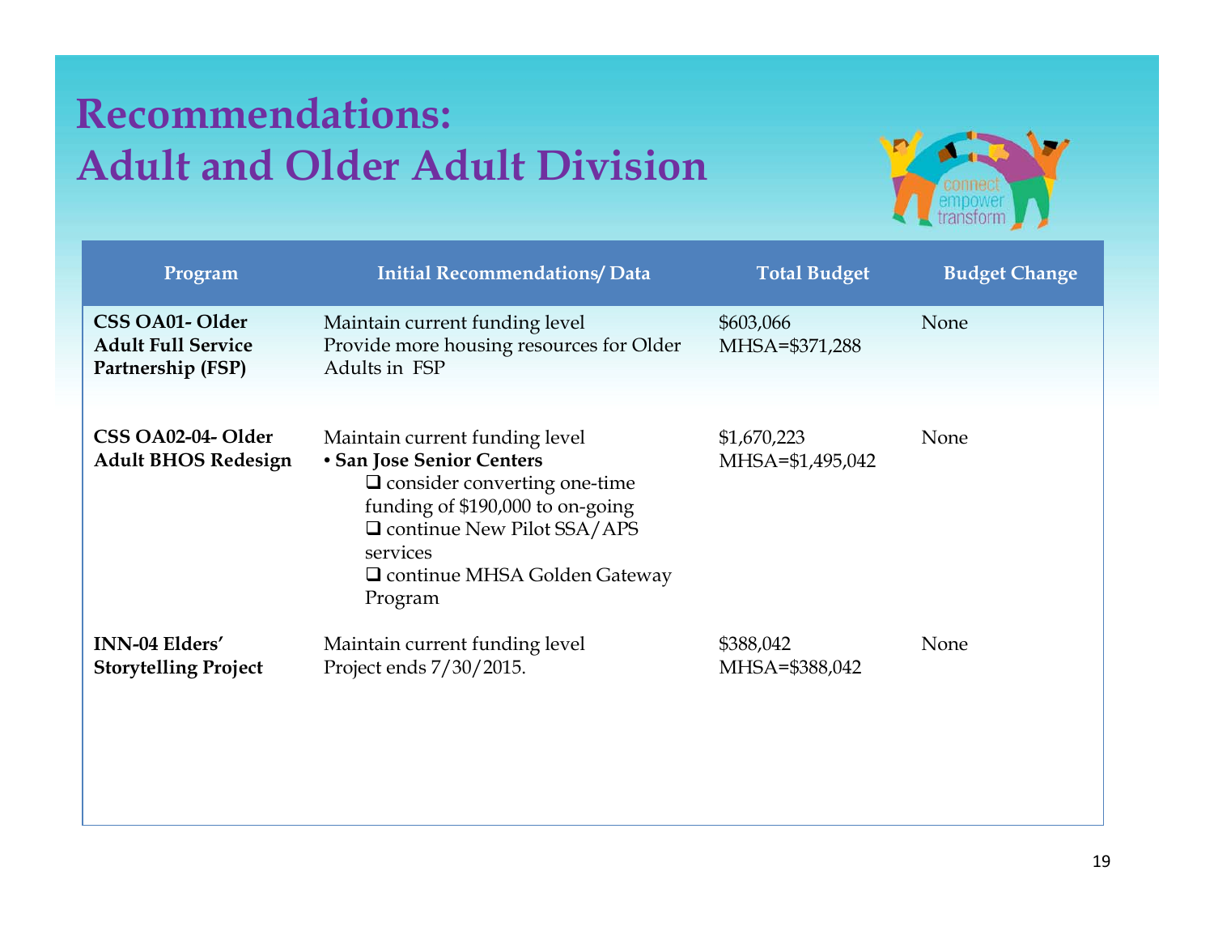# Recommendations: Adult and Older Adult Division

| Program | Initial Recommendations/ Data | Total Budget | Budget Change |
|---|---|---|---|
| **CSS OA01- Older Adult Full Service Partnership (FSP)** | Maintain current funding level<br>Provide more housing resources for Older Adults in FSP | $603,066<br>MHSA=$371,288 | None |
| **CSS OA02-04- Older Adult BHOS Redesign** | Maintain current funding level<br>• **San Jose Senior Centers**<br>❑ consider converting one-time funding of $190,000 to on-going<br>❑ continue New Pilot SSA/APS services<br>❑ continue MHSA Golden Gateway Program | $1,670,223<br>MHSA=$1,495,042 | None |
| **INN-04 Elders' Storytelling Project** | Maintain current funding level<br>Project ends 7/30/2015. | $388,042<br>MHSA=$388,042 | None |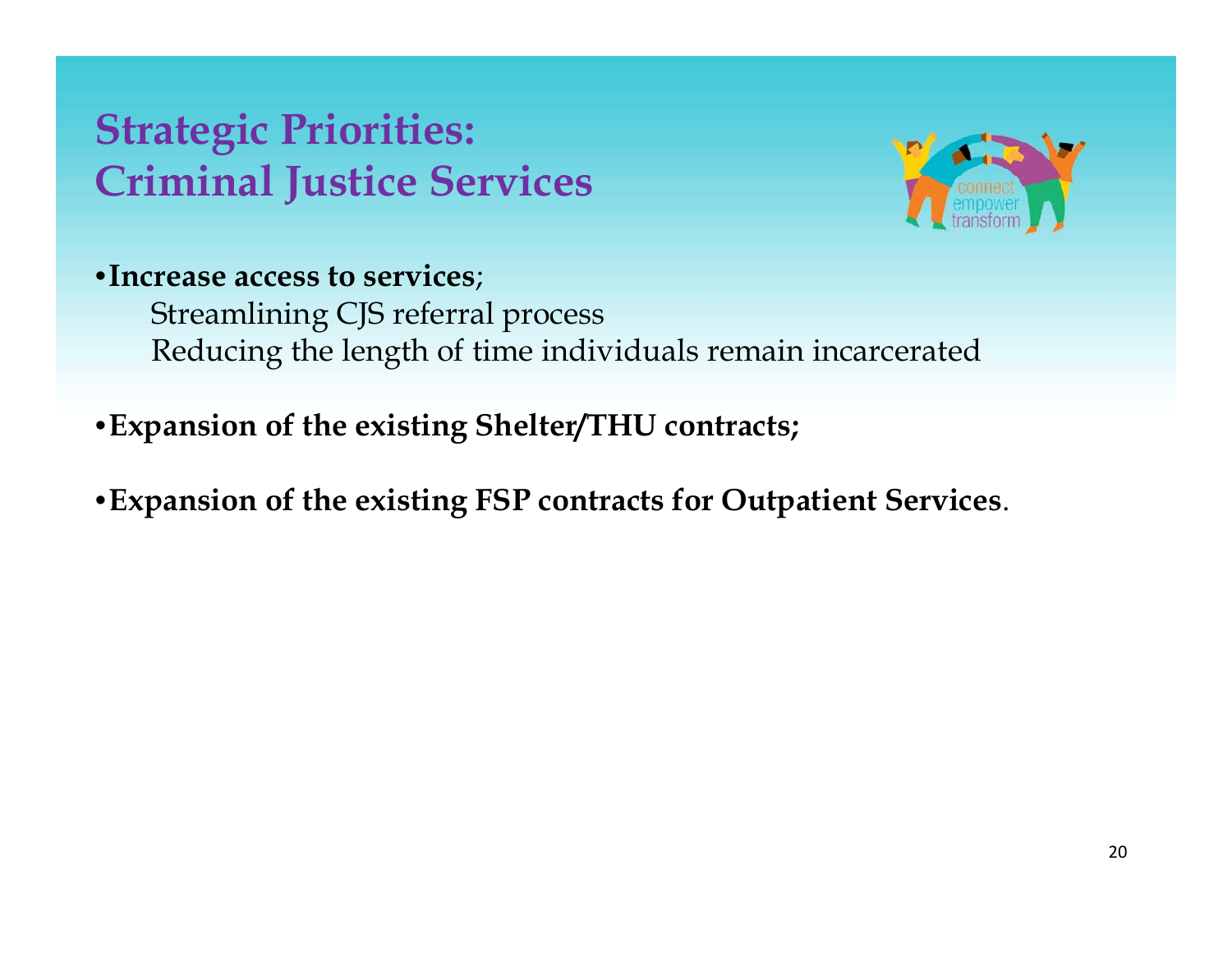# Strategic Priorities: Criminal Justice Services

- **Increase access to services**;
  - Streamlining CJS referral process
  - Reducing the length of time individuals remain incarcerated
- **Expansion of the existing Shelter/THU contracts;**
- **Expansion of the existing FSP contracts for Outpatient Services**.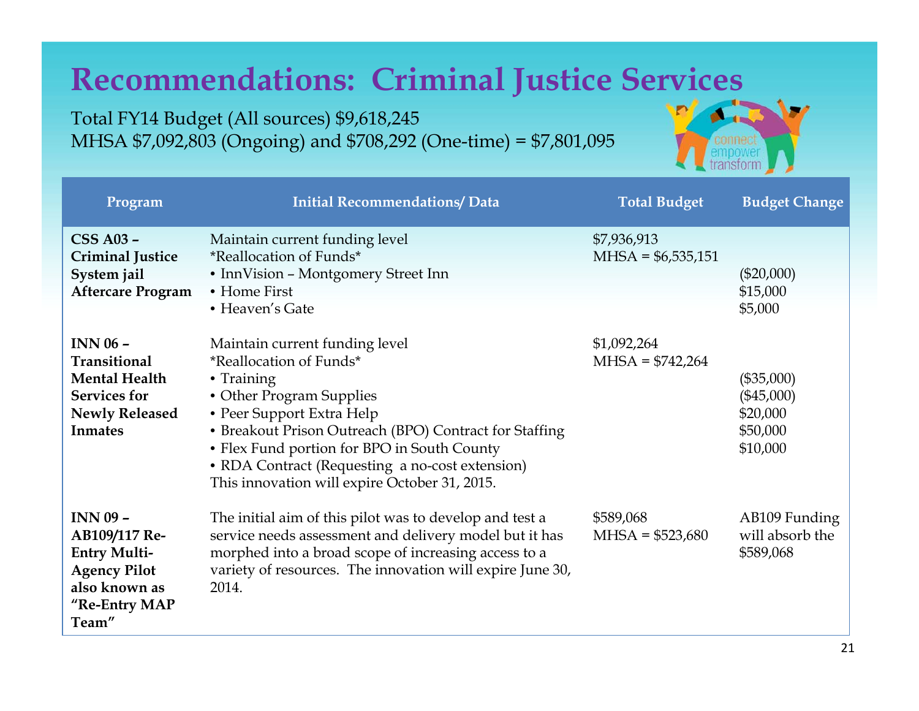# Recommendations: Criminal Justice Services

Total FY14 Budget (All sources) $9,618,245
MHSA $7,092,803 (Ongoing) and $708,292 (One-time) = $7,801,095

| Program | Initial Recommendations/ Data | Total Budget | Budget Change |
|---|---|---|---|
| **CSS A03 – Criminal Justice System jail Aftercare Program** | Maintain current funding level<br>*Reallocation of Funds*<br>• InnVision – Montgomery Street Inn<br>• Home First<br>• Heaven's Gate | $7,936,913<br>MHSA = $6,535,151 | <br><br>($20,000)<br>$15,000<br>$5,000 |
| **INN 06 – Transitional Mental Health Services for Newly Released Inmates** | Maintain current funding level<br>*Reallocation of Funds*<br>• Training<br>• Other Program Supplies<br>• Peer Support Extra Help<br>• Breakout Prison Outreach (BPO) Contract for Staffing<br>• Flex Fund portion for BPO in South County<br>• RDA Contract (Requesting a no-cost extension)<br>This innovation will expire October 31, 2015. | $1,092,264<br>MHSA = $742,264 | <br><br>($35,000)<br>($45,000)<br>$20,000<br>$50,000<br>$10,000 |
| **INN 09 – AB109/117 Re-Entry Multi-Agency Pilot also known as "Re-Entry MAP Team"** | The initial aim of this pilot was to develop and test a service needs assessment and delivery model but it has morphed into a broad scope of increasing access to a variety of resources. The innovation will expire June 30, 2014. | $589,068<br>MHSA = $523,680 | AB109 Funding will absorb the $589,068 |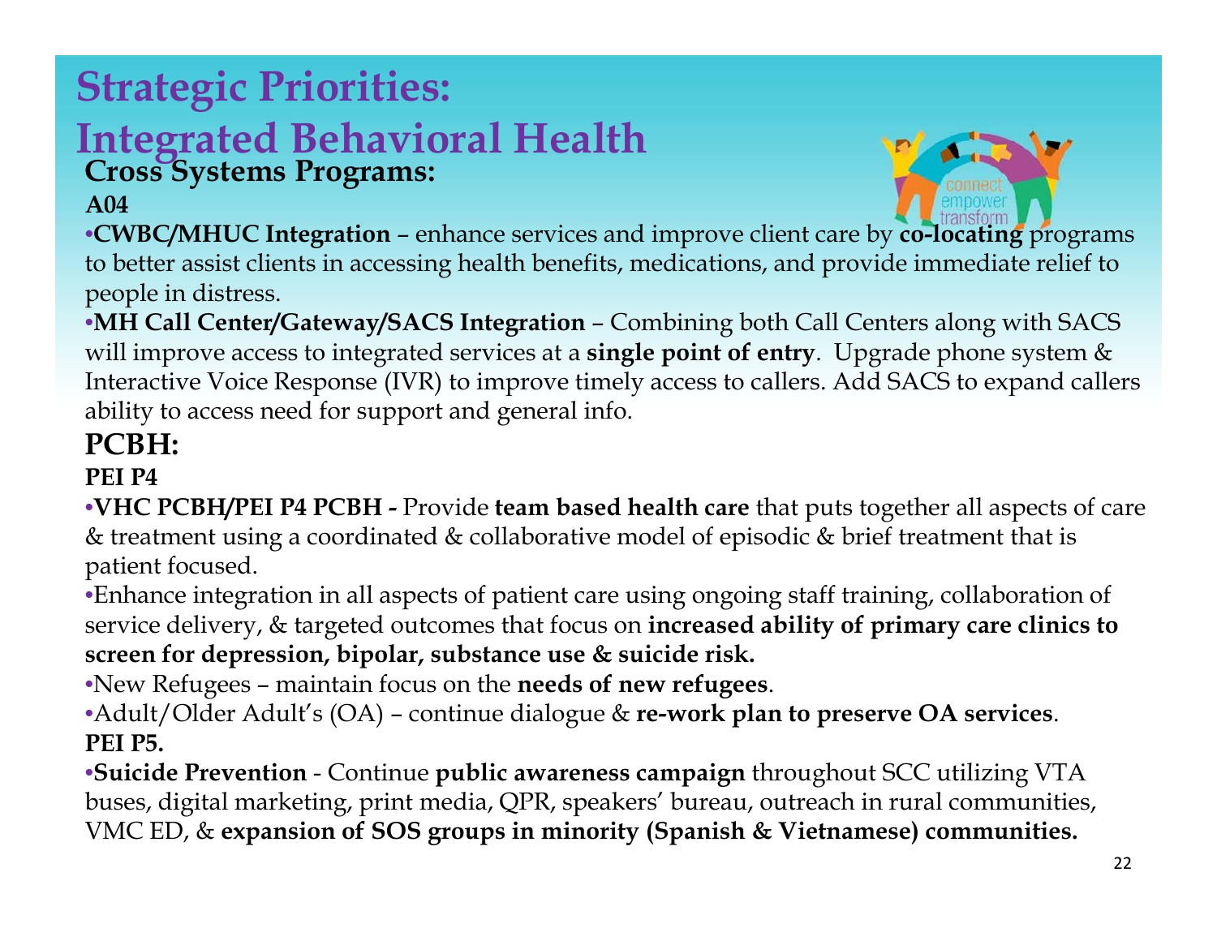# Strategic Priorities: Integrated Behavioral Health

## Cross Systems Programs:

**A04**

- **CWBC/MHUC Integration** – enhance services and improve client care by **co-locating** programs to better assist clients in accessing health benefits, medications, and provide immediate relief to people in distress.
- **MH Call Center/Gateway/SACS Integration** – Combining both Call Centers along with SACS will improve access to integrated services at a **single point of entry**. Upgrade phone system & Interactive Voice Response (IVR) to improve timely access to callers. Add SACS to expand callers ability to access need for support and general info.

## PCBH:

**PEI P4**

- **VHC PCBH/PEI P4 PCBH -** Provide **team based health care** that puts together all aspects of care & treatment using a coordinated & collaborative model of episodic & brief treatment that is patient focused.
- Enhance integration in all aspects of patient care using ongoing staff training, collaboration of service delivery, & targeted outcomes that focus on **increased ability of primary care clinics to screen for depression, bipolar, substance use & suicide risk.**
- New Refugees – maintain focus on the **needs of new refugees**.
- Adult/Older Adult's (OA) – continue dialogue & **re-work plan to preserve OA services**.

**PEI P5.**

- **Suicide Prevention** - Continue **public awareness campaign** throughout SCC utilizing VTA buses, digital marketing, print media, QPR, speakers' bureau, outreach in rural communities, VMC ED, & **expansion of SOS groups in minority (Spanish & Vietnamese) communities.**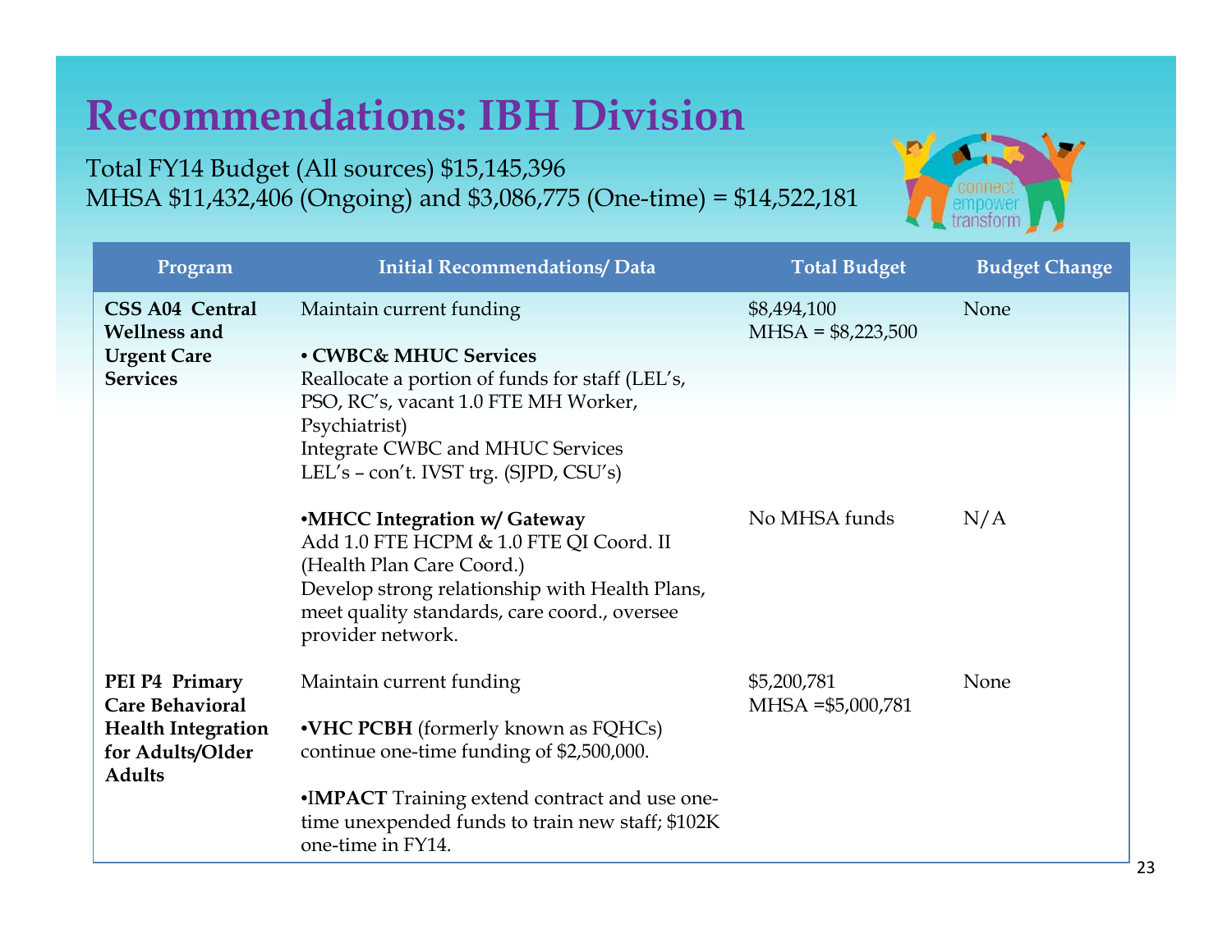# Recommendations: IBH Division

Total FY14 Budget (All sources) $15,145,396
MHSA $11,432,406 (Ongoing) and $3,086,775 (One-time) = $14,522,181

| Program | Initial Recommendations/ Data | Total Budget | Budget Change |
|---|---|---|---|
| **CSS A04 Central Wellness and Urgent Care Services** | Maintain current funding<br><br>• **CWBC& MHUC Services**<br>Reallocate a portion of funds for staff (LEL's, PSO, RC's, vacant 1.0 FTE MH Worker, Psychiatrist)<br>Integrate CWBC and MHUC Services<br>LEL's – con't. IVST trg. (SJPD, CSU's) | $8,494,100<br>MHSA = $8,223,500 | None |
| | •**MHCC Integration w/ Gateway**<br>Add 1.0 FTE HCPM & 1.0 FTE QI Coord. II (Health Plan Care Coord.)<br>Develop strong relationship with Health Plans, meet quality standards, care coord., oversee provider network. | No MHSA funds | N/A |
| **PEI P4 Primary Care Behavioral Health Integration for Adults/Older Adults** | Maintain current funding<br><br>•**VHC PCBH** (formerly known as FQHCs) continue one-time funding of $2,500,000.<br><br>•**IMPACT** Training extend contract and use one-time unexpended funds to train new staff; $102K one-time in FY14. | $5,200,781<br>MHSA =$5,000,781 | None |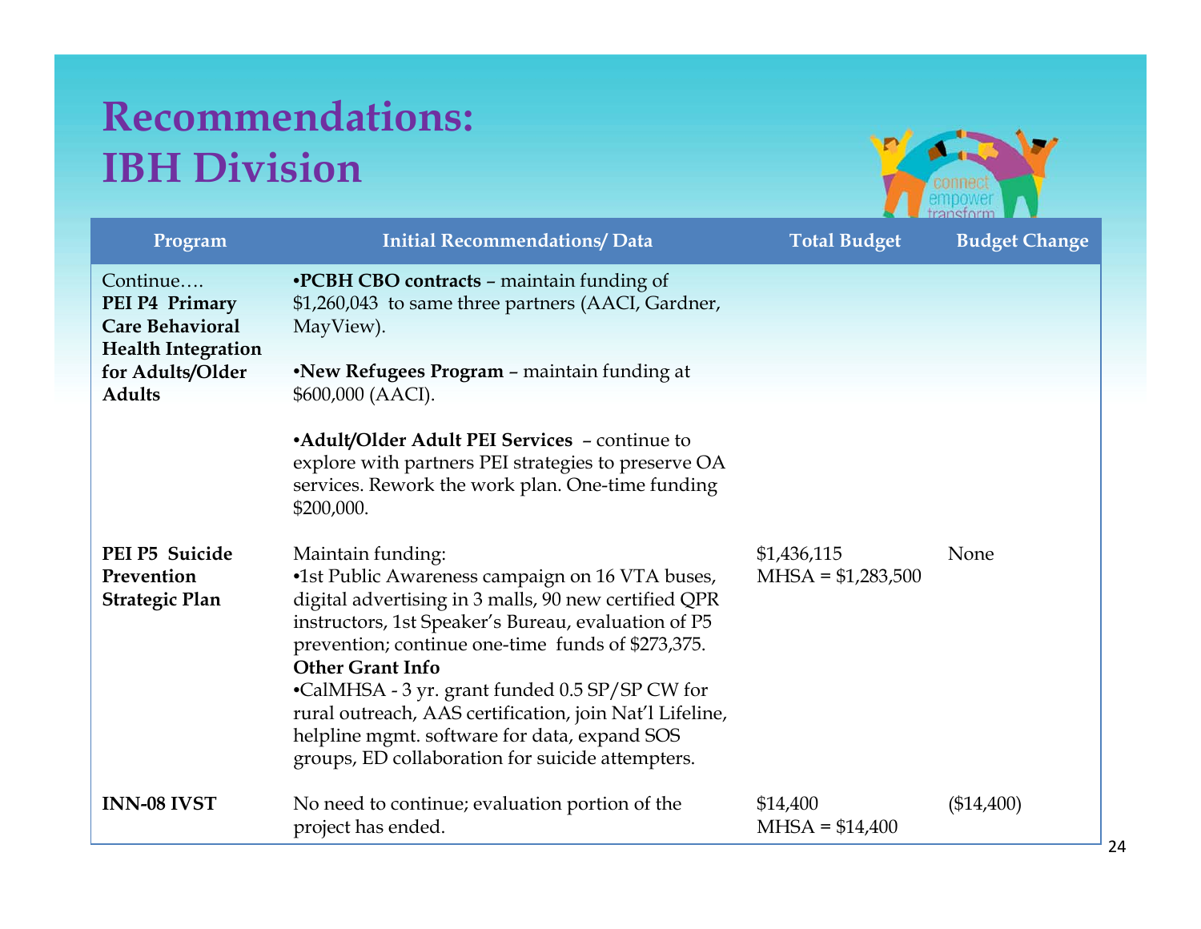# Recommendations: IBH Division

| Program | Initial Recommendations/ Data | Total Budget | Budget Change |
|---|---|---|---|
| Continue…. **PEI P4 Primary Care Behavioral Health Integration for Adults/Older Adults** | •**PCBH CBO contracts** – maintain funding of $1,260,043 to same three partners (AACI, Gardner, MayView).<br><br>•**New Refugees Program** – maintain funding at $600,000 (AACI).<br><br>•**Adult/Older Adult PEI Services** – continue to explore with partners PEI strategies to preserve OA services. Rework the work plan. One-time funding $200,000. | | |
| **PEI P5 Suicide Prevention Strategic Plan** | Maintain funding:<br>•1st Public Awareness campaign on 16 VTA buses, digital advertising in 3 malls, 90 new certified QPR instructors, 1st Speaker's Bureau, evaluation of P5 prevention; continue one-time funds of $273,375.<br>**Other Grant Info**<br>•CalMHSA - 3 yr. grant funded 0.5 SP/SP CW for rural outreach, AAS certification, join Nat'l Lifeline, helpline mgmt. software for data, expand SOS groups, ED collaboration for suicide attempters. | $1,436,115<br>MHSA = $1,283,500 | None |
| **INN-08 IVST** | No need to continue; evaluation portion of the project has ended. | $14,400<br>MHSA = $14,400 | ($14,400) |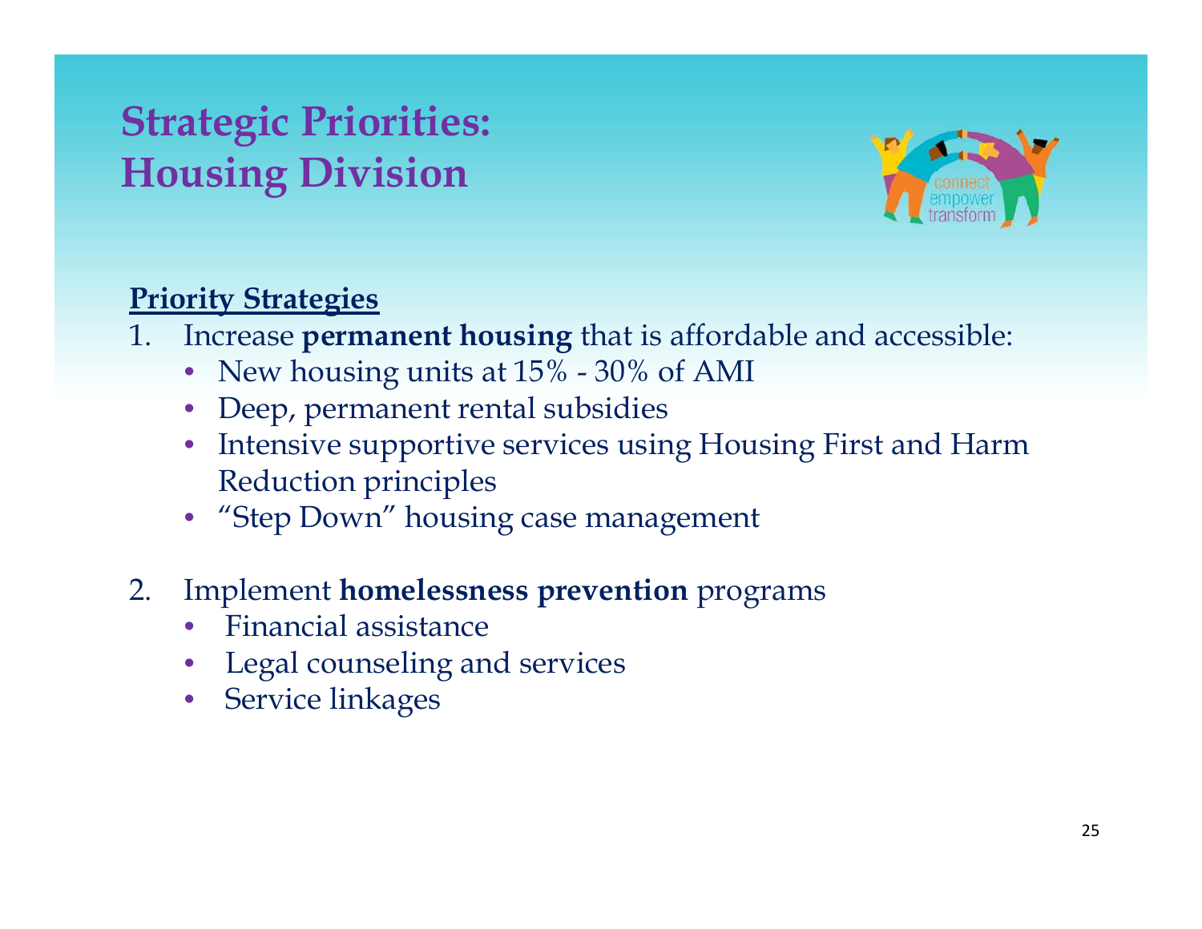# Strategic Priorities: Housing Division

**Priority Strategies**

1. Increase **permanent housing** that is affordable and accessible:
   - New housing units at 15% - 30% of AMI
   - Deep, permanent rental subsidies
   - Intensive supportive services using Housing First and Harm Reduction principles
   - "Step Down" housing case management

2. Implement **homelessness prevention** programs
   - Financial assistance
   - Legal counseling and services
   - Service linkages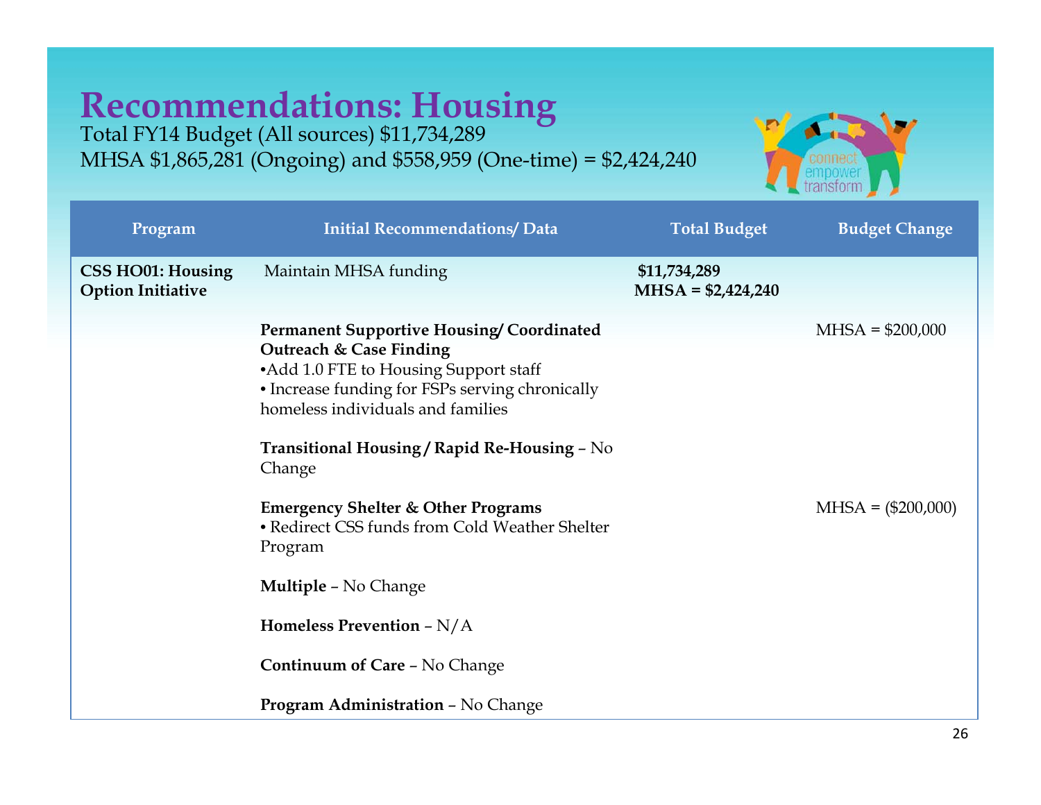# Recommendations: Housing

Total FY14 Budget (All sources) $11,734,289
MHSA $1,865,281 (Ongoing) and $558,959 (One-time) = $2,424,240

| Program | Initial Recommendations/ Data | Total Budget | Budget Change |
|---|---|---|---|
| **CSS HO01: Housing Option Initiative** | Maintain MHSA funding | **$11,734,289** **MHSA = $2,424,240** | |
| | **Permanent Supportive Housing/ Coordinated Outreach & Case Finding** •Add 1.0 FTE to Housing Support staff • Increase funding for FSPs serving chronically homeless individuals and families | | MHSA = $200,000 |
| | **Transitional Housing / Rapid Re-Housing** – No Change | | |
| | **Emergency Shelter & Other Programs** • Redirect CSS funds from Cold Weather Shelter Program | | MHSA = ($200,000) |
| | **Multiple** – No Change | | |
| | **Homeless Prevention** – N/A | | |
| | **Continuum of Care** – No Change | | |
| | **Program Administration** – No Change | | |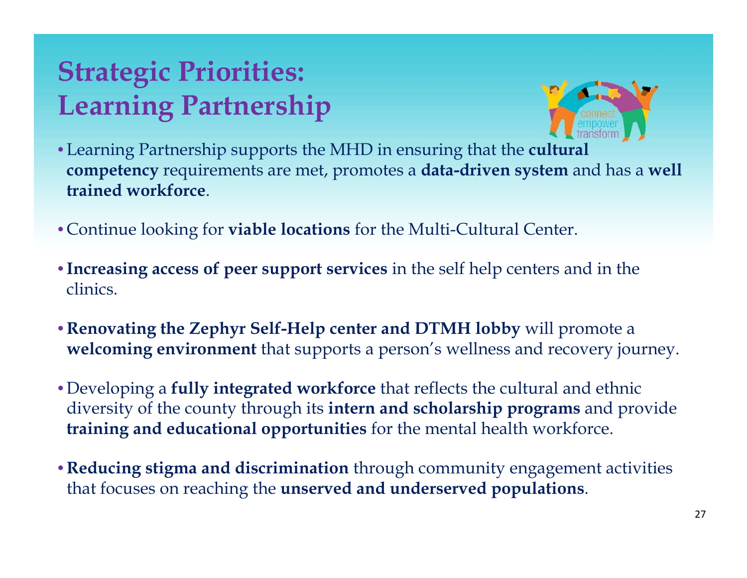# Strategic Priorities: Learning Partnership

- Learning Partnership supports the MHD in ensuring that the **cultural competency** requirements are met, promotes a **data-driven system** and has a **well trained workforce**.

- Continue looking for **viable locations** for the Multi-Cultural Center.

- **Increasing access of peer support services** in the self help centers and in the clinics.

- **Renovating the Zephyr Self-Help center and DTMH lobby** will promote a **welcoming environment** that supports a person's wellness and recovery journey.

- Developing a **fully integrated workforce** that reflects the cultural and ethnic diversity of the county through its **intern and scholarship programs** and provide **training and educational opportunities** for the mental health workforce.

- **Reducing stigma and discrimination** through community engagement activities that focuses on reaching the **unserved and underserved populations**.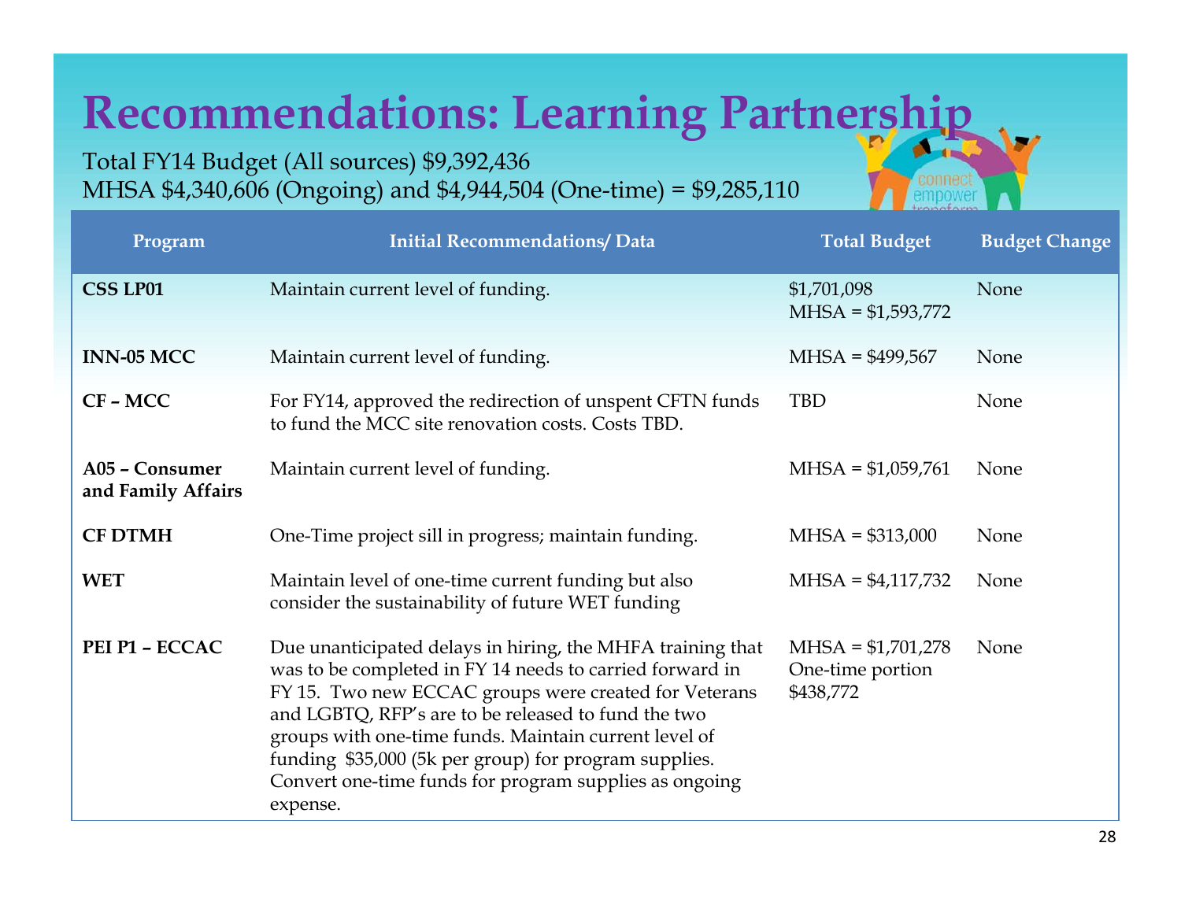# Recommendations: Learning Partnership

Total FY14 Budget (All sources) $9,392,436
MHSA $4,340,606 (Ongoing) and $4,944,504 (One-time) = $9,285,110

| Program | Initial Recommendations/ Data | Total Budget | Budget Change |
|---|---|---|---|
| **CSS LP01** | Maintain current level of funding. | $1,701,098<br>MHSA = $1,593,772 | None |
| **INN-05 MCC** | Maintain current level of funding. | MHSA = $499,567 | None |
| **CF – MCC** | For FY14, approved the redirection of unspent CFTN funds to fund the MCC site renovation costs. Costs TBD. | TBD | None |
| **A05 – Consumer and Family Affairs** | Maintain current level of funding. | MHSA = $1,059,761 | None |
| **CF DTMH** | One-Time project sill in progress; maintain funding. | MHSA = $313,000 | None |
| **WET** | Maintain level of one-time current funding but also consider the sustainability of future WET funding | MHSA = $4,117,732 | None |
| **PEI P1 – ECCAC** | Due unanticipated delays in hiring, the MHFA training that was to be completed in FY 14 needs to carried forward in FY 15. Two new ECCAC groups were created for Veterans and LGBTQ, RFP's are to be released to fund the two groups with one-time funds. Maintain current level of funding $35,000 (5k per group) for program supplies. Convert one-time funds for program supplies as ongoing expense. | MHSA = $1,701,278<br>One-time portion $438,772 | None |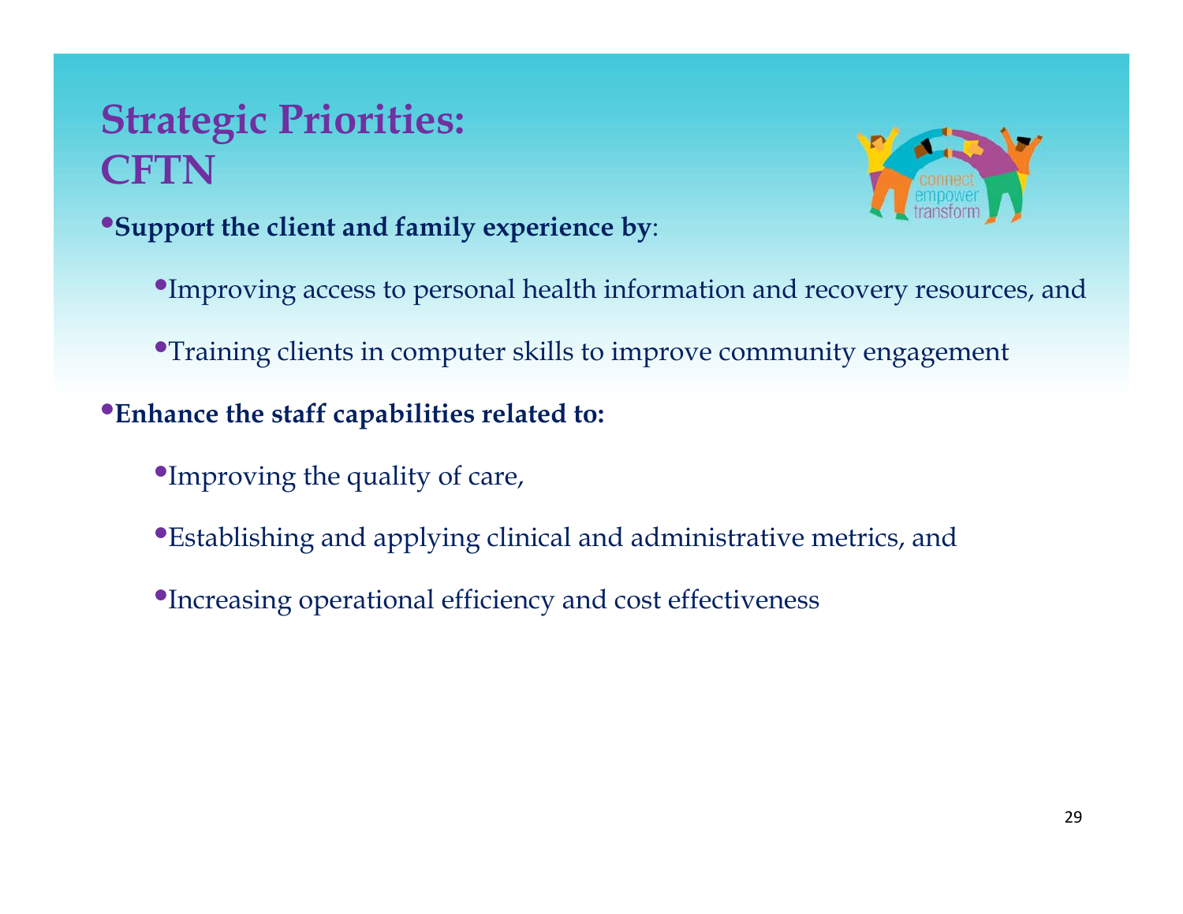# Strategic Priorities: CFTN

- **Support the client and family experience by**:
  - Improving access to personal health information and recovery resources, and
  - Training clients in computer skills to improve community engagement
- **Enhance the staff capabilities related to:**
  - Improving the quality of care,
  - Establishing and applying clinical and administrative metrics, and
  - Increasing operational efficiency and cost effectiveness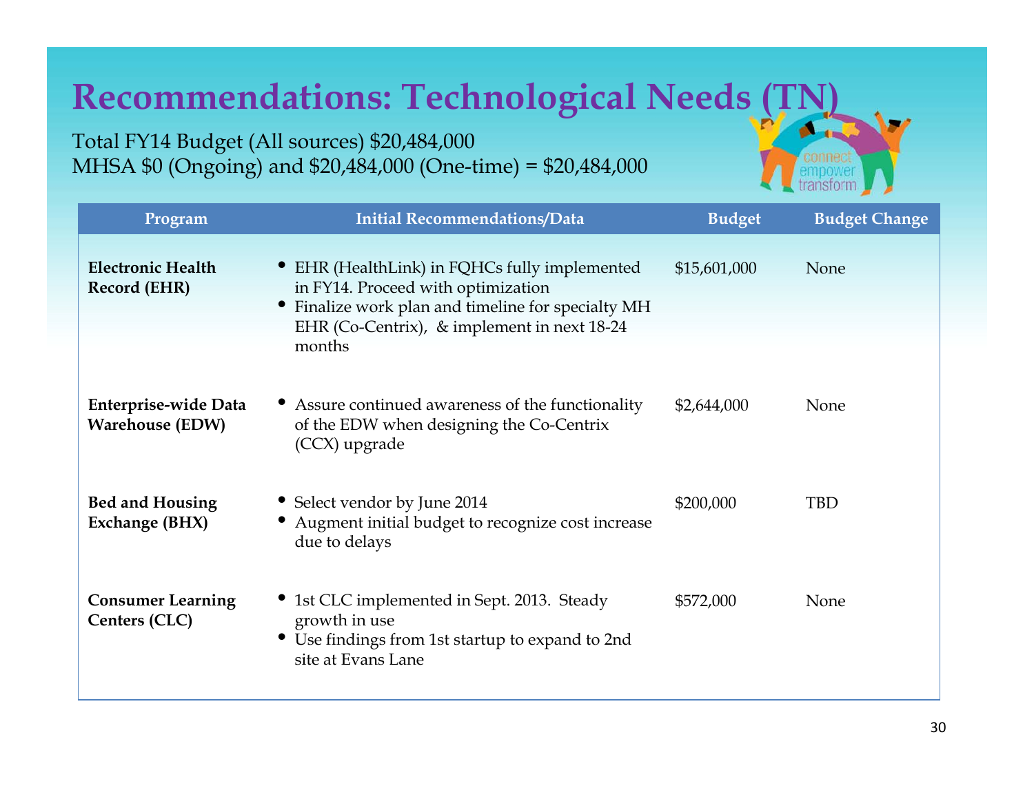# Recommendations: Technological Needs (TN)

Total FY14 Budget (All sources) $20,484,000
MHSA $0 (Ongoing) and $20,484,000 (One-time) = $20,484,000

| Program | Initial Recommendations/Data | Budget | Budget Change |
|---|---|---|---|
| **Electronic Health Record (EHR)** | • EHR (HealthLink) in FQHCs fully implemented in FY14. Proceed with optimization<br>• Finalize work plan and timeline for specialty MH EHR (Co-Centrix), & implement in next 18-24 months | $15,601,000 | None |
| **Enterprise-wide Data Warehouse (EDW)** | • Assure continued awareness of the functionality of the EDW when designing the Co-Centrix (CCX) upgrade | $2,644,000 | None |
| **Bed and Housing Exchange (BHX)** | • Select vendor by June 2014<br>• Augment initial budget to recognize cost increase due to delays | $200,000 | TBD |
| **Consumer Learning Centers (CLC)** | • 1st CLC implemented in Sept. 2013. Steady growth in use<br>• Use findings from 1st startup to expand to 2nd site at Evans Lane | $572,000 | None |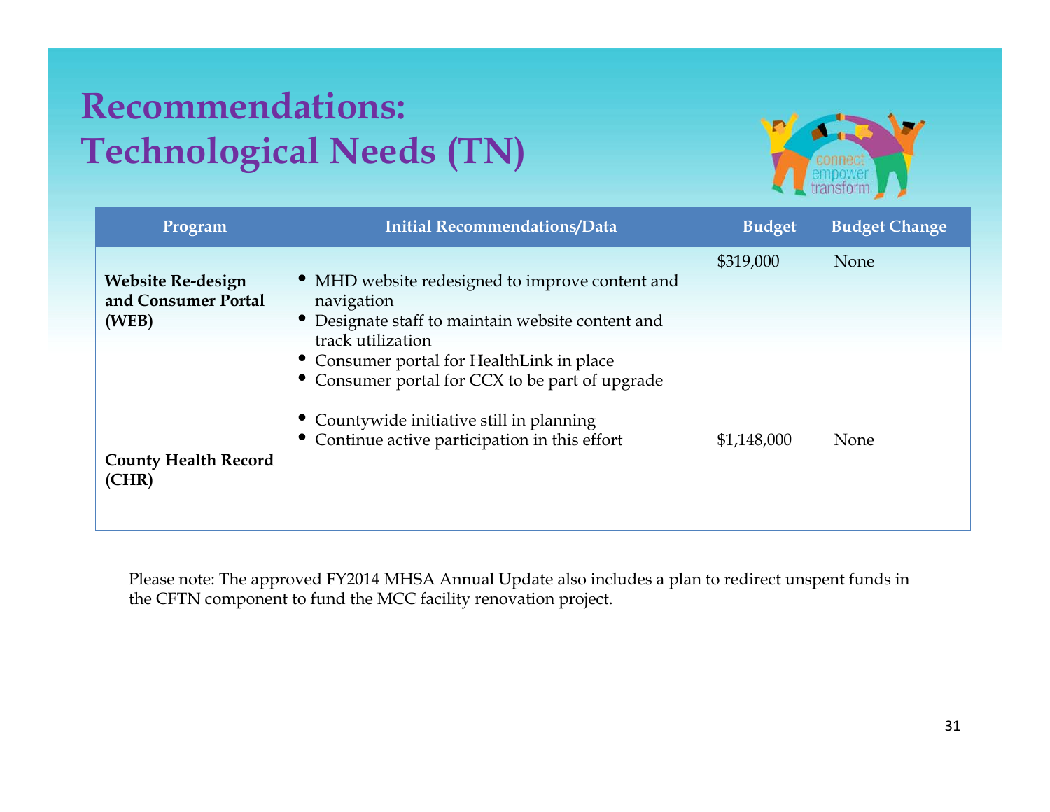# Recommendations: Technological Needs (TN)

| Program | Initial Recommendations/Data | Budget | Budget Change |
|---|---|---|---|
| **Website Re-design and Consumer Portal (WEB)** | • MHD website redesigned to improve content and navigation<br>• Designate staff to maintain website content and track utilization<br>• Consumer portal for HealthLink in place<br>• Consumer portal for CCX to be part of upgrade | $319,000 | None |
| **County Health Record (CHR)** | • Countywide initiative still in planning<br>• Continue active participation in this effort | $1,148,000 | None |

Please note: The approved FY2014 MHSA Annual Update also includes a plan to redirect unspent funds in the CFTN component to fund the MCC facility renovation project.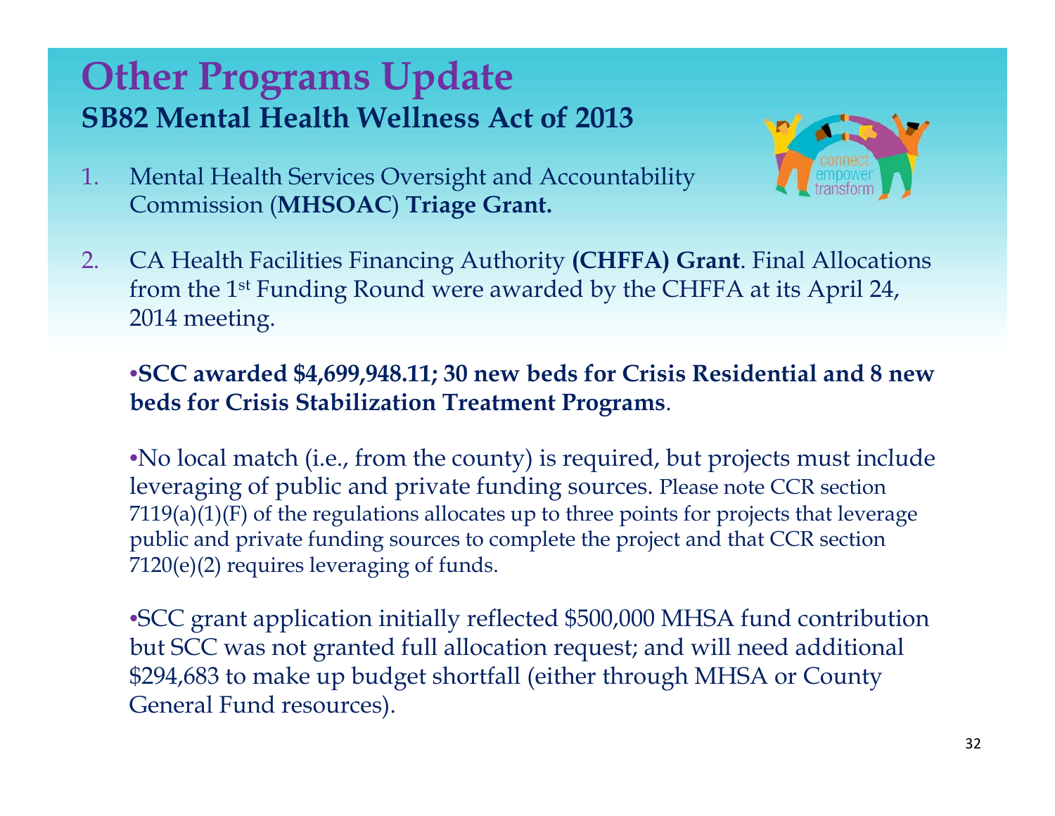# Other Programs Update

## SB82 Mental Health Wellness Act of 2013

1. Mental Health Services Oversight and Accountability Commission (**MHSOAC**) **Triage Grant.**

2. CA Health Facilities Financing Authority **(CHFFA) Grant**. Final Allocations from the 1st Funding Round were awarded by the CHFFA at its April 24, 2014 meeting.

   - **SCC awarded $4,699,948.11; 30 new beds for Crisis Residential and 8 new beds for Crisis Stabilization Treatment Programs**.

   - No local match (i.e., from the county) is required, but projects must include leveraging of public and private funding sources. Please note CCR section 7119(a)(1)(F) of the regulations allocates up to three points for projects that leverage public and private funding sources to complete the project and that CCR section 7120(e)(2) requires leveraging of funds.

   - SCC grant application initially reflected $500,000 MHSA fund contribution but SCC was not granted full allocation request; and will need additional $294,683 to make up budget shortfall (either through MHSA or County General Fund resources).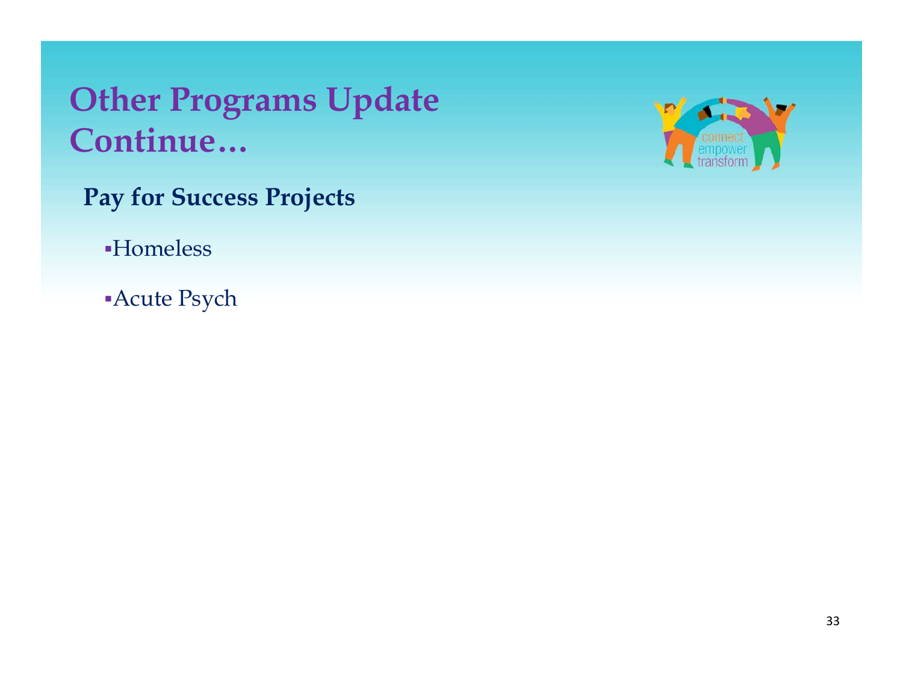# Other Programs Update Continue…

**Pay for Success Projects**

- Homeless
- Acute Psych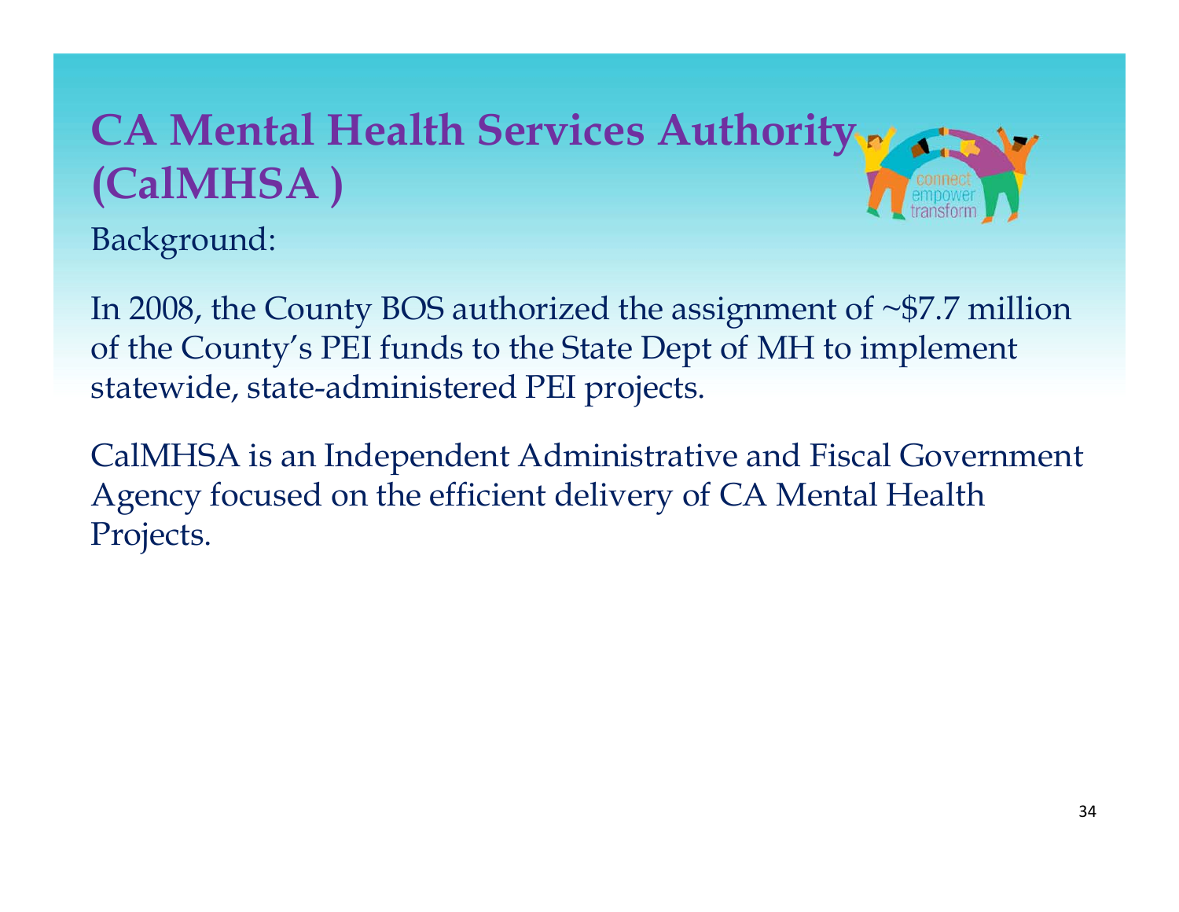# CA Mental Health Services Authority (CalMHSA )

Background:

In 2008, the County BOS authorized the assignment of ~$7.7 million of the County's PEI funds to the State Dept of MH to implement statewide, state-administered PEI projects.

CalMHSA is an Independent Administrative and Fiscal Government Agency focused on the efficient delivery of CA Mental Health Projects.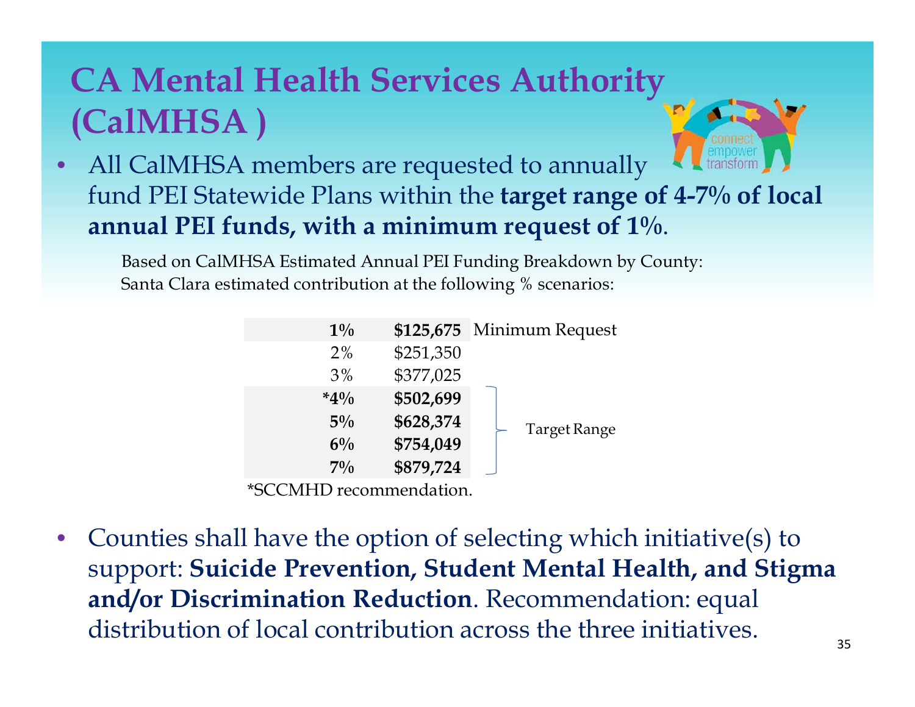# CA Mental Health Services Authority (CalMHSA )

- All CalMHSA members are requested to annually fund PEI Statewide Plans within the **target range of 4-7% of local annual PEI funds, with a minimum request of 1%**.

Based on CalMHSA Estimated Annual PEI Funding Breakdown by County:
Santa Clara estimated contribution at the following % scenarios:

| % | Amount | |
|---|---|---|
| **1%** | **$125,675** | Minimum Request |
| 2% | $251,350 | |
| 3% | $377,025 | |
| ***4%** | **$502,699** | Target Range |
| **5%** | **$628,374** | Target Range |
| **6%** | **$754,049** | Target Range |
| **7%** | **$879,724** | Target Range |

*SCCMHD recommendation.

- Counties shall have the option of selecting which initiative(s) to support: **Suicide Prevention, Student Mental Health, and Stigma and/or Discrimination Reduction**. Recommendation: equal distribution of local contribution across the three initiatives.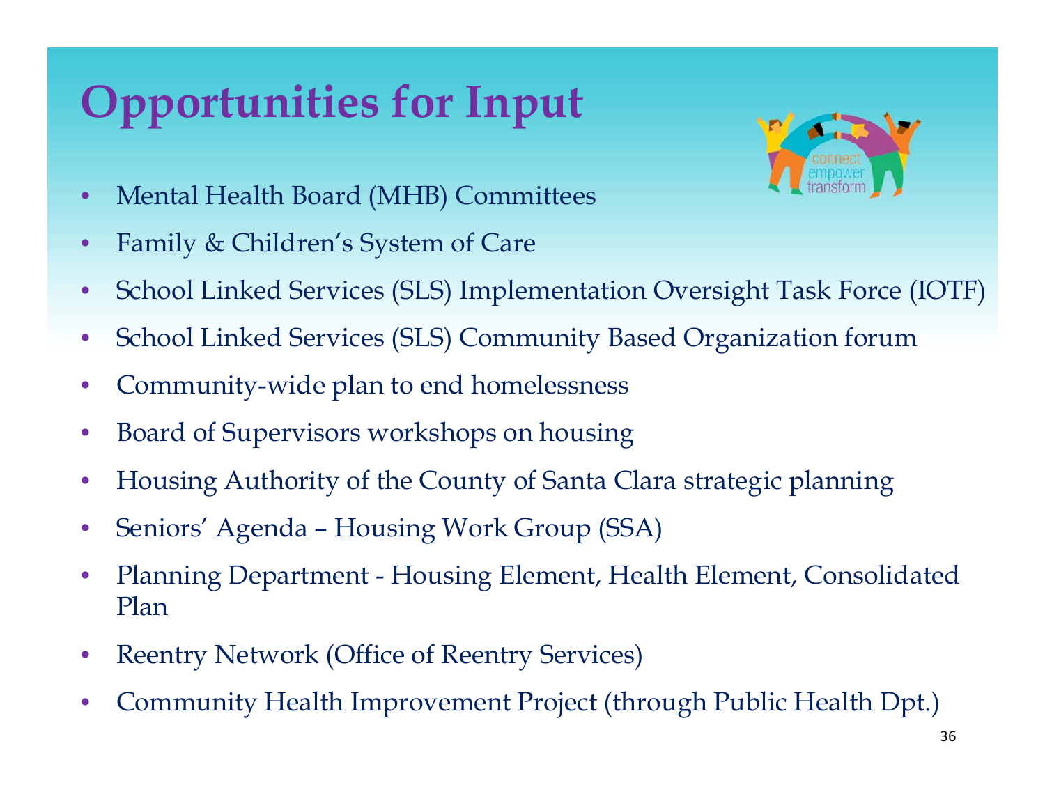# Opportunities for Input

- Mental Health Board (MHB) Committees
- Family & Children's System of Care
- School Linked Services (SLS) Implementation Oversight Task Force (IOTF)
- School Linked Services (SLS) Community Based Organization forum
- Community-wide plan to end homelessness
- Board of Supervisors workshops on housing
- Housing Authority of the County of Santa Clara strategic planning
- Seniors' Agenda – Housing Work Group (SSA)
- Planning Department - Housing Element, Health Element, Consolidated Plan
- Reentry Network (Office of Reentry Services)
- Community Health Improvement Project (through Public Health Dpt.)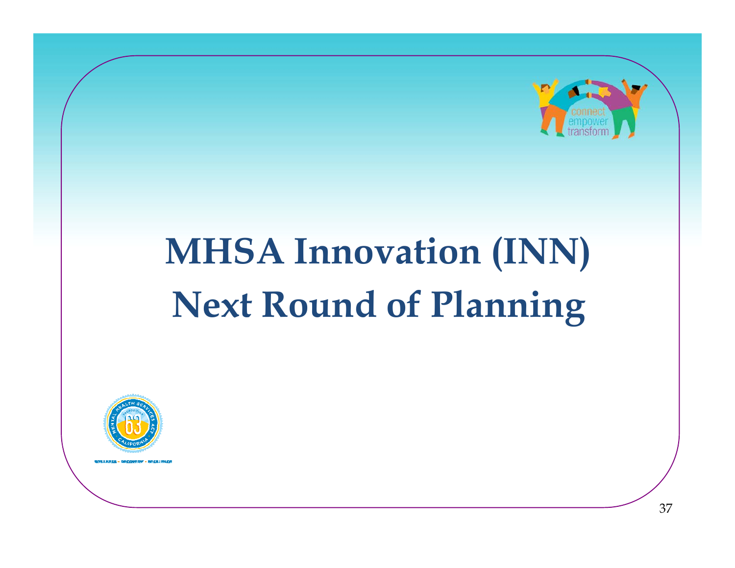# MHSA Innovation (INN) Next Round of Planning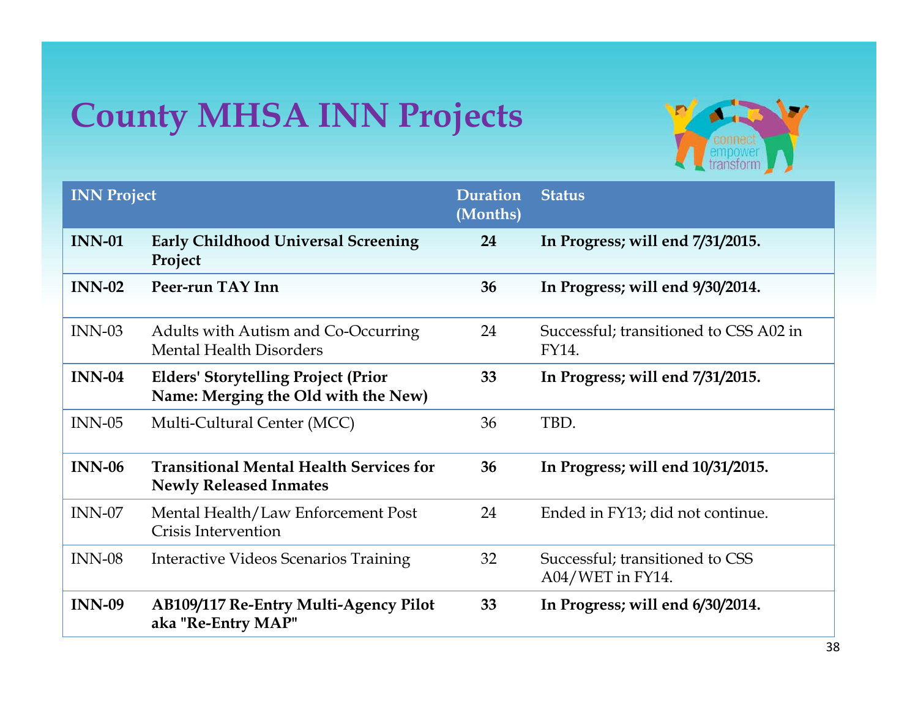# County MHSA INN Projects

| INN Project | | Duration (Months) | Status |
|---|---|---|---|
| **INN-01** | **Early Childhood Universal Screening Project** | **24** | **In Progress; will end 7/31/2015.** |
| **INN-02** | **Peer-run TAY Inn** | **36** | **In Progress; will end 9/30/2014.** |
| INN-03 | Adults with Autism and Co-Occurring Mental Health Disorders | 24 | Successful; transitioned to CSS A02 in FY14. |
| **INN-04** | **Elders' Storytelling Project (Prior Name: Merging the Old with the New)** | **33** | **In Progress; will end 7/31/2015.** |
| INN-05 | Multi-Cultural Center (MCC) | 36 | TBD. |
| **INN-06** | **Transitional Mental Health Services for Newly Released Inmates** | **36** | **In Progress; will end 10/31/2015.** |
| INN-07 | Mental Health/Law Enforcement Post Crisis Intervention | 24 | Ended in FY13; did not continue. |
| INN-08 | Interactive Videos Scenarios Training | 32 | Successful; transitioned to CSS A04/WET in FY14. |
| **INN-09** | **AB109/117 Re-Entry Multi-Agency Pilot aka "Re-Entry MAP"** | **33** | **In Progress; will end 6/30/2014.** |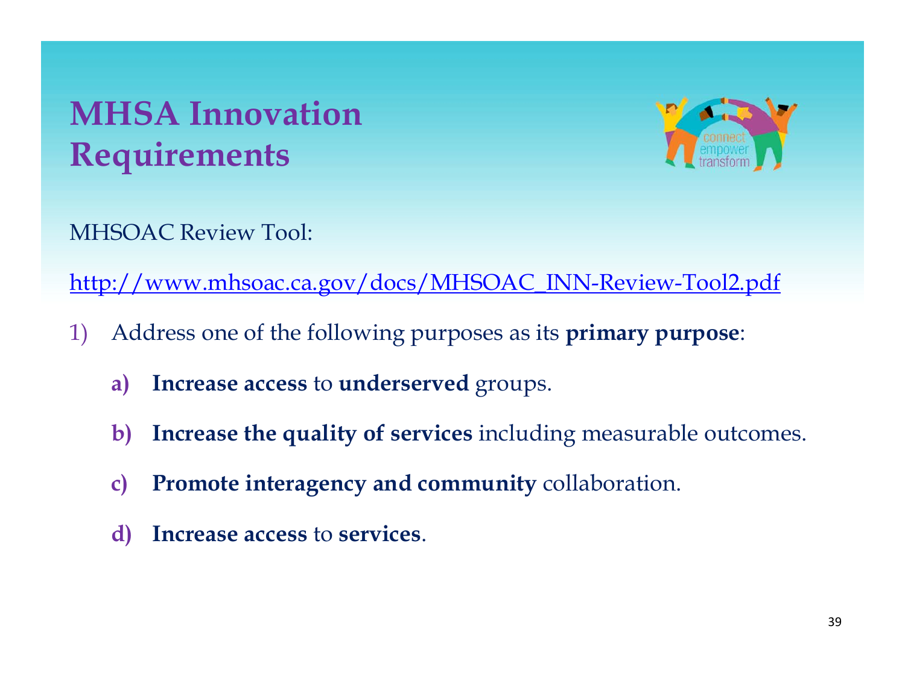# MHSA Innovation Requirements

MHSOAC Review Tool:

http://www.mhsoac.ca.gov/docs/MHSOAC_INN-Review-Tool2.pdf

1) Address one of the following purposes as its **primary purpose**:

   a) **Increase access** to **underserved** groups.

   b) **Increase the quality of services** including measurable outcomes.

   c) **Promote interagency and community** collaboration.

   d) **Increase access** to **services**.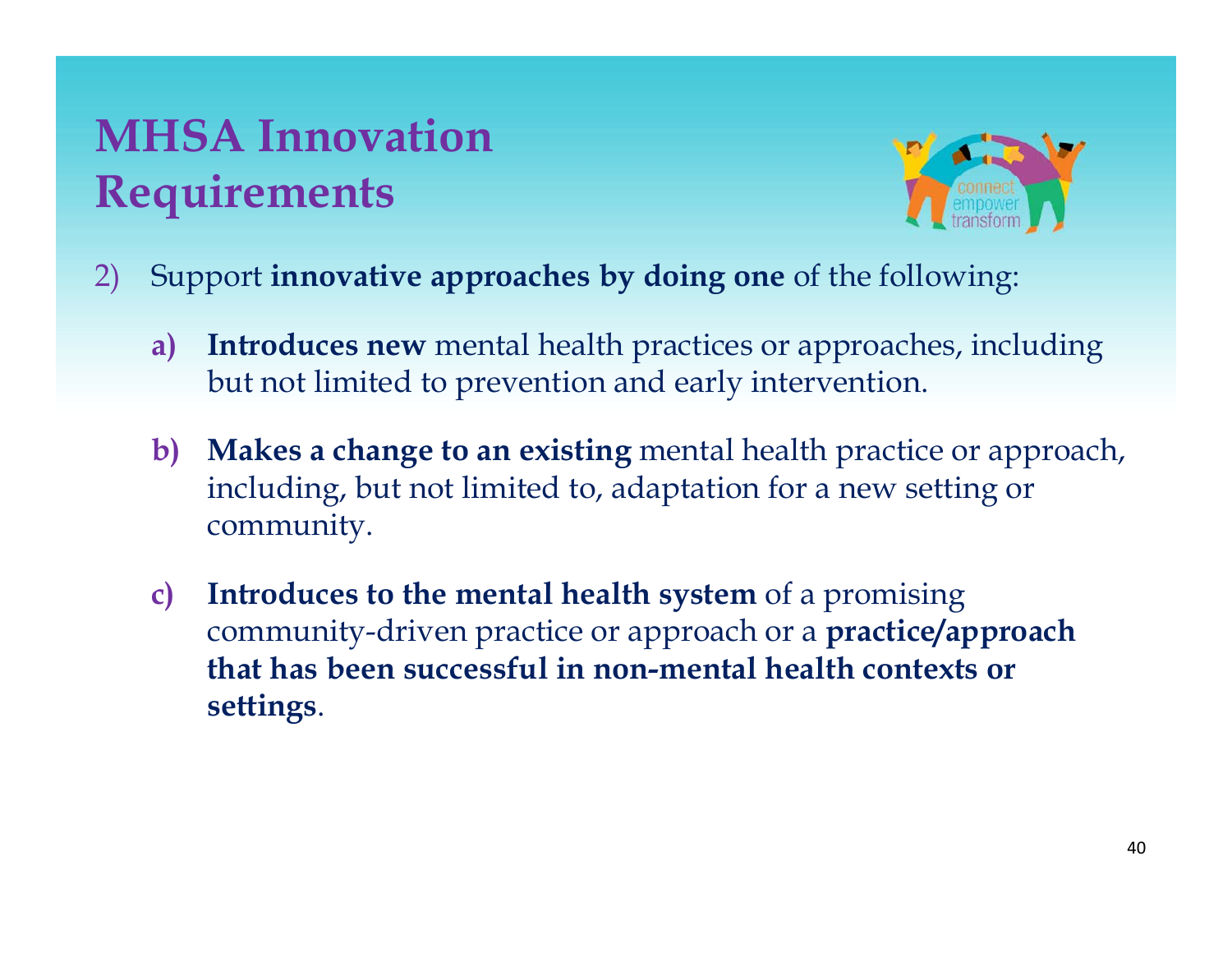# MHSA Innovation Requirements

2) Support **innovative approaches by doing one** of the following:

   a) **Introduces new** mental health practices or approaches, including but not limited to prevention and early intervention.

   b) **Makes a change to an existing** mental health practice or approach, including, but not limited to, adaptation for a new setting or community.

   c) **Introduces to the mental health system** of a promising community-driven practice or approach or a **practice/approach that has been successful in non-mental health contexts or settings**.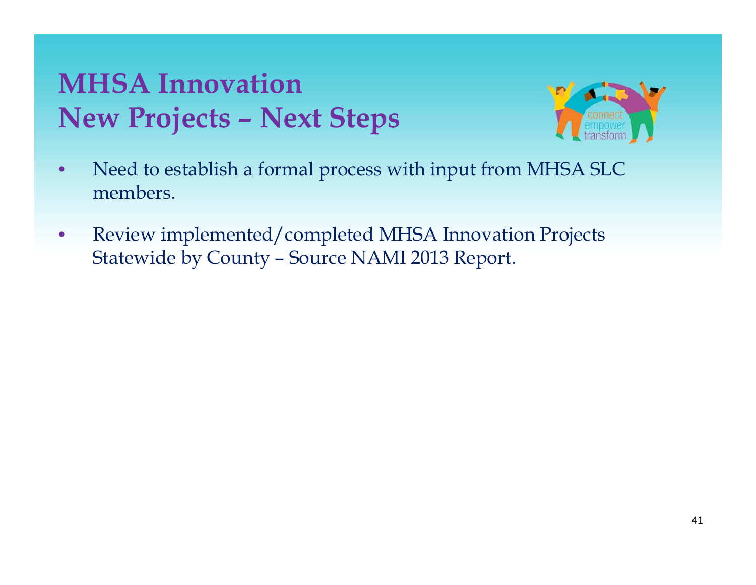# MHSA Innovation
# New Projects – Next Steps

- Need to establish a formal process with input from MHSA SLC members.
- Review implemented/completed MHSA Innovation Projects Statewide by County – Source NAMI 2013 Report.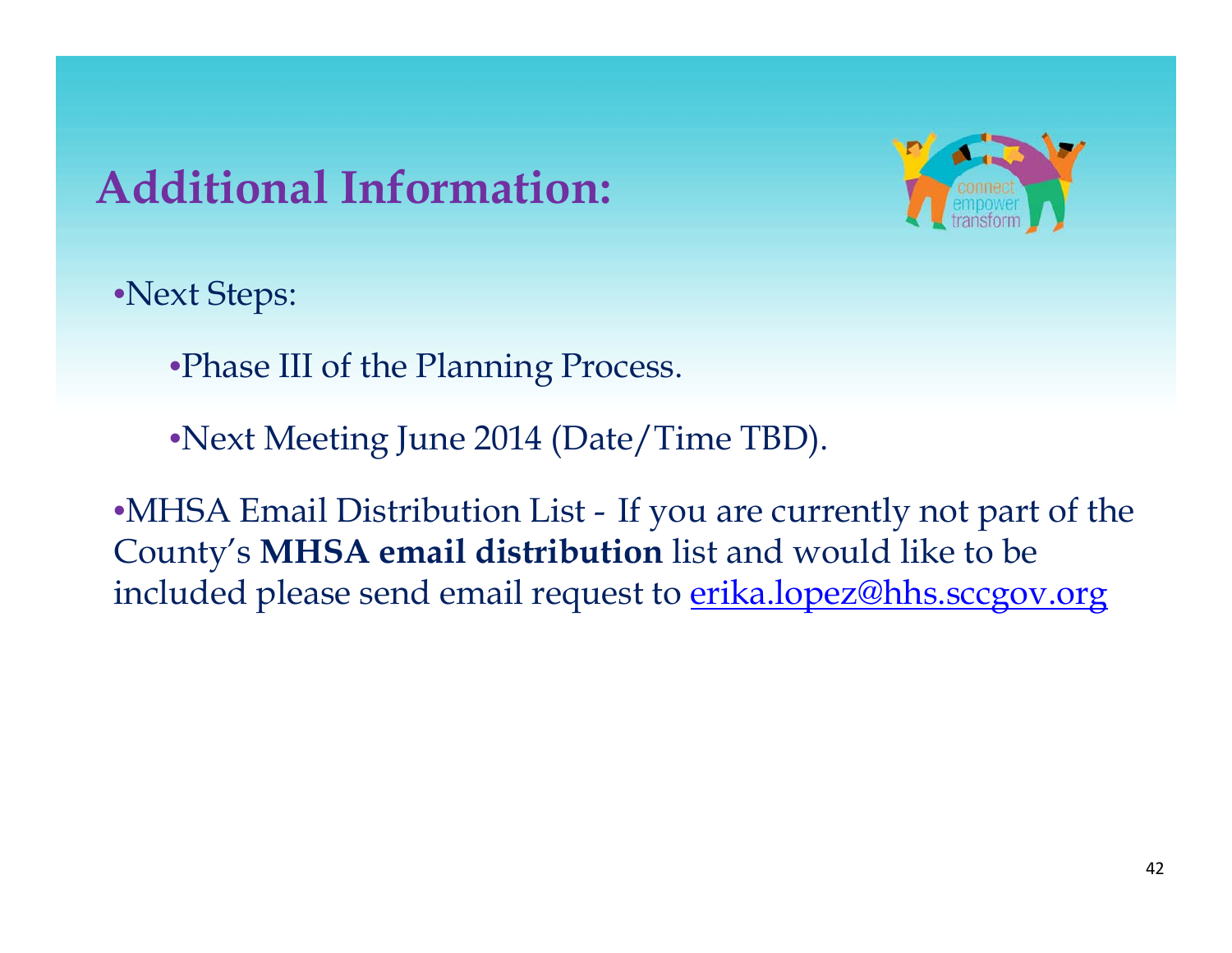## Additional Information:

- Next Steps:
    - Phase III of the Planning Process.
    - Next Meeting June 2014 (Date/Time TBD).
- MHSA Email Distribution List - If you are currently not part of the County's **MHSA email distribution** list and would like to be included please send email request to erika.lopez@hhs.sccgov.org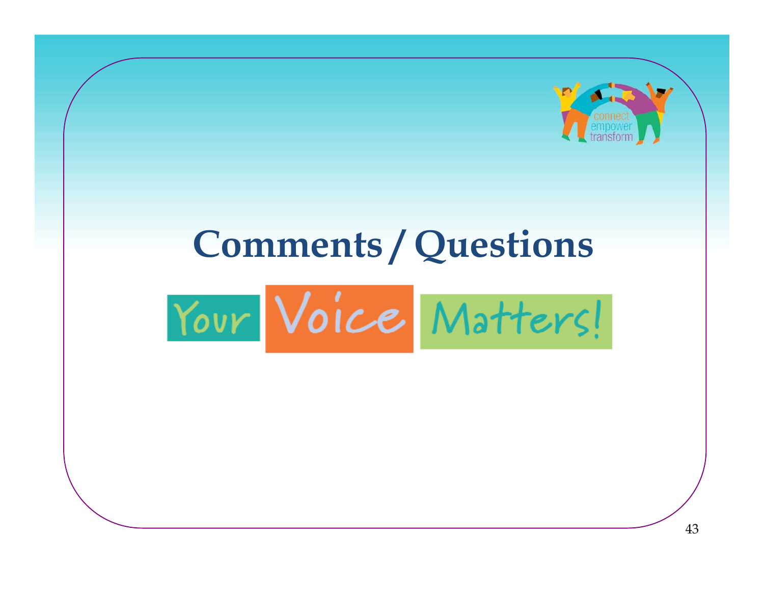# Comments / Questions

Your Voice Matters!